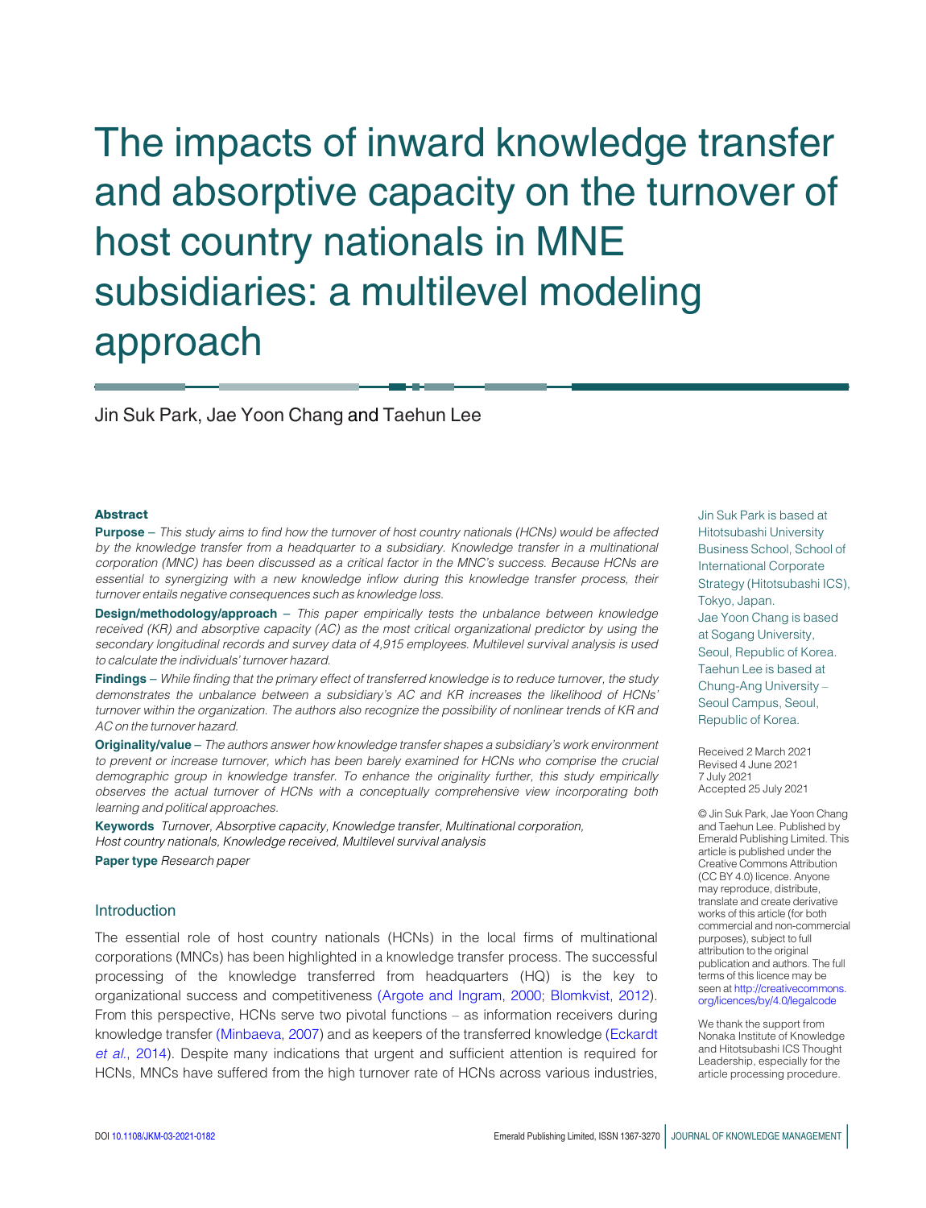# The impacts of inward knowledge transfer and absorptive capacity on the turnover of host country nationals in MNE subsidiaries: a multilevel modeling approach

Jin Suk Park, Jae Yoon Chang and Taehun Lee

Jin Suk Park is based at Hitotsubashi University Business School, School of International Corporate Strategy (Hitotsubashi ICS), Tokyo, Japan.
Jae Yoon Chang is based at Sogang University, Seoul, Republic of Korea.
Taehun Lee is based at Chung-Ang University – Seoul Campus, Seoul, Republic of Korea.

Received 2 March 2021
Revised 4 June 2021
7 July 2021
Accepted 25 July 2021

© Jin Suk Park, Jae Yoon Chang and Taehun Lee. Published by Emerald Publishing Limited. This article is published under the Creative Commons Attribution (CC BY 4.0) licence. Anyone may reproduce, distribute, translate and create derivative works of this article (for both commercial and non-commercial purposes), subject to full attribution to the original publication and authors. The full terms of this licence may be seen at http://creativecommons.org/licences/by/4.0/legalcode

We thank the support from Nonaka Institute of Knowledge and Hitotsubashi ICS Thought Leadership, especially for the article processing procedure.

## Abstract

**Purpose** – *This study aims to find how the turnover of host country nationals (HCNs) would be affected by the knowledge transfer from a headquarter to a subsidiary. Knowledge transfer in a multinational corporation (MNC) has been discussed as a critical factor in the MNC's success. Because HCNs are essential to synergizing with a new knowledge inflow during this knowledge transfer process, their turnover entails negative consequences such as knowledge loss.*

**Design/methodology/approach** – *This paper empirically tests the unbalance between knowledge received (KR) and absorptive capacity (AC) as the most critical organizational predictor by using the secondary longitudinal records and survey data of 4,915 employees. Multilevel survival analysis is used to calculate the individuals' turnover hazard.*

**Findings** – *While finding that the primary effect of transferred knowledge is to reduce turnover, the study demonstrates the unbalance between a subsidiary's AC and KR increases the likelihood of HCNs' turnover within the organization. The authors also recognize the possibility of nonlinear trends of KR and AC on the turnover hazard.*

**Originality/value** – *The authors answer how knowledge transfer shapes a subsidiary's work environment to prevent or increase turnover, which has been barely examined for HCNs who comprise the crucial demographic group in knowledge transfer. To enhance the originality further, this study empirically observes the actual turnover of HCNs with a conceptually comprehensive view incorporating both learning and political approaches.*

**Keywords** *Turnover, Absorptive capacity, Knowledge transfer, Multinational corporation, Host country nationals, Knowledge received, Multilevel survival analysis*

**Paper type** *Research paper*

## Introduction

The essential role of host country nationals (HCNs) in the local firms of multinational corporations (MNCs) has been highlighted in a knowledge transfer process. The successful processing of the knowledge transferred from headquarters (HQ) is the key to organizational success and competitiveness (Argote and Ingram, 2000; Blomkvist, 2012). From this perspective, HCNs serve two pivotal functions – as information receivers during knowledge transfer (Minbaeva, 2007) and as keepers of the transferred knowledge (Eckardt *et al.*, 2014). Despite many indications that urgent and sufficient attention is required for HCNs, MNCs have suffered from the high turnover rate of HCNs across various industries,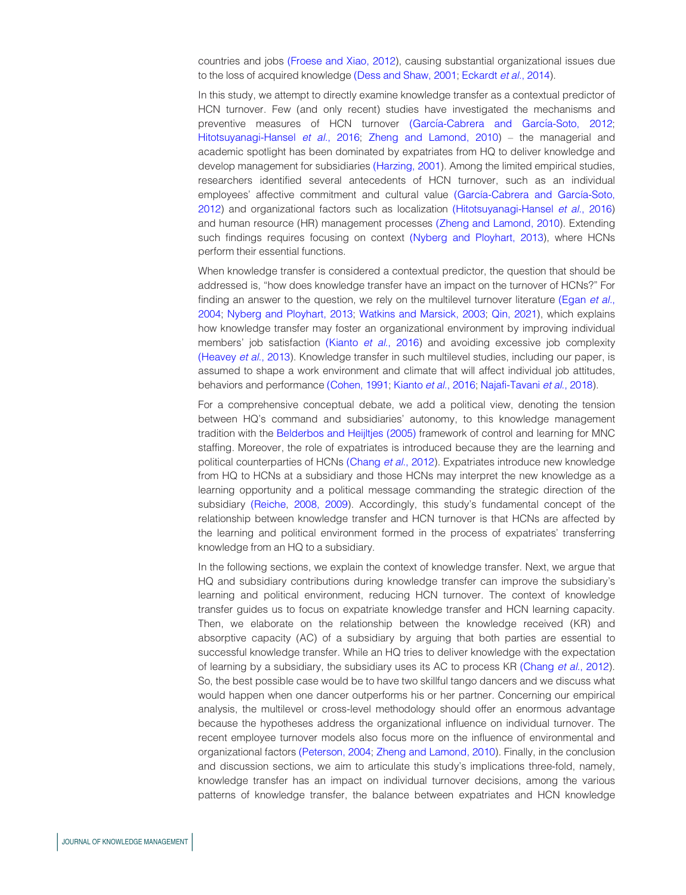countries and jobs (Froese and Xiao, 2012), causing substantial organizational issues due to the loss of acquired knowledge (Dess and Shaw, 2001; Eckardt *et al*., 2014).

In this study, we attempt to directly examine knowledge transfer as a contextual predictor of HCN turnover. Few (and only recent) studies have investigated the mechanisms and preventive measures of HCN turnover (García-Cabrera and García-Soto, 2012; Hitotsuyanagi-Hansel *et al*., 2016; Zheng and Lamond, 2010) – the managerial and academic spotlight has been dominated by expatriates from HQ to deliver knowledge and develop management for subsidiaries (Harzing, 2001). Among the limited empirical studies, researchers identified several antecedents of HCN turnover, such as an individual employees' affective commitment and cultural value (García-Cabrera and García-Soto, 2012) and organizational factors such as localization (Hitotsuyanagi-Hansel *et al*., 2016) and human resource (HR) management processes (Zheng and Lamond, 2010). Extending such findings requires focusing on context (Nyberg and Ployhart, 2013), where HCNs perform their essential functions.

When knowledge transfer is considered a contextual predictor, the question that should be addressed is, "how does knowledge transfer have an impact on the turnover of HCNs?" For finding an answer to the question, we rely on the multilevel turnover literature (Egan *et al*., 2004; Nyberg and Ployhart, 2013; Watkins and Marsick, 2003; Qin, 2021), which explains how knowledge transfer may foster an organizational environment by improving individual members' job satisfaction (Kianto *et al*., 2016) and avoiding excessive job complexity (Heavey *et al*., 2013). Knowledge transfer in such multilevel studies, including our paper, is assumed to shape a work environment and climate that will affect individual job attitudes, behaviors and performance (Cohen, 1991; Kianto *et al*., 2016; Najafi-Tavani *et al*., 2018).

For a comprehensive conceptual debate, we add a political view, denoting the tension between HQ's command and subsidiaries' autonomy, to this knowledge management tradition with the Belderbos and Heijltjes (2005) framework of control and learning for MNC staffing. Moreover, the role of expatriates is introduced because they are the learning and political counterparties of HCNs (Chang *et al*., 2012). Expatriates introduce new knowledge from HQ to HCNs at a subsidiary and those HCNs may interpret the new knowledge as a learning opportunity and a political message commanding the strategic direction of the subsidiary (Reiche, 2008, 2009). Accordingly, this study's fundamental concept of the relationship between knowledge transfer and HCN turnover is that HCNs are affected by the learning and political environment formed in the process of expatriates' transferring knowledge from an HQ to a subsidiary.

In the following sections, we explain the context of knowledge transfer. Next, we argue that HQ and subsidiary contributions during knowledge transfer can improve the subsidiary's learning and political environment, reducing HCN turnover. The context of knowledge transfer guides us to focus on expatriate knowledge transfer and HCN learning capacity. Then, we elaborate on the relationship between the knowledge received (KR) and absorptive capacity (AC) of a subsidiary by arguing that both parties are essential to successful knowledge transfer. While an HQ tries to deliver knowledge with the expectation of learning by a subsidiary, the subsidiary uses its AC to process KR (Chang *et al*., 2012). So, the best possible case would be to have two skillful tango dancers and we discuss what would happen when one dancer outperforms his or her partner. Concerning our empirical analysis, the multilevel or cross-level methodology should offer an enormous advantage because the hypotheses address the organizational influence on individual turnover. The recent employee turnover models also focus more on the influence of environmental and organizational factors (Peterson, 2004; Zheng and Lamond, 2010). Finally, in the conclusion and discussion sections, we aim to articulate this study's implications three-fold, namely, knowledge transfer has an impact on individual turnover decisions, among the various patterns of knowledge transfer, the balance between expatriates and HCN knowledge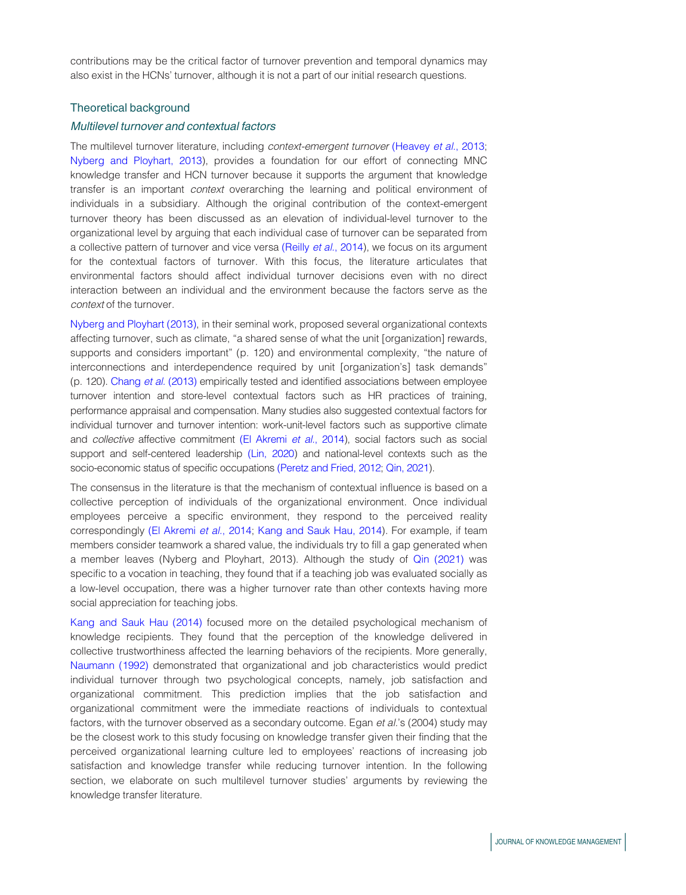contributions may be the critical factor of turnover prevention and temporal dynamics may also exist in the HCNs' turnover, although it is not a part of our initial research questions.

## Theoretical background

### *Multilevel turnover and contextual factors*

The multilevel turnover literature, including *context-emergent turnover* (Heavey *et al.*, 2013; Nyberg and Ployhart, 2013), provides a foundation for our effort of connecting MNC knowledge transfer and HCN turnover because it supports the argument that knowledge transfer is an important *context* overarching the learning and political environment of individuals in a subsidiary. Although the original contribution of the context-emergent turnover theory has been discussed as an elevation of individual-level turnover to the organizational level by arguing that each individual case of turnover can be separated from a collective pattern of turnover and vice versa (Reilly *et al.*, 2014), we focus on its argument for the contextual factors of turnover. With this focus, the literature articulates that environmental factors should affect individual turnover decisions even with no direct interaction between an individual and the environment because the factors serve as the *context* of the turnover.

Nyberg and Ployhart (2013), in their seminal work, proposed several organizational contexts affecting turnover, such as climate, "a shared sense of what the unit [organization] rewards, supports and considers important" (p. 120) and environmental complexity, "the nature of interconnections and interdependence required by unit [organization's] task demands" (p. 120). Chang *et al.* (2013) empirically tested and identified associations between employee turnover intention and store-level contextual factors such as HR practices of training, performance appraisal and compensation. Many studies also suggested contextual factors for individual turnover and turnover intention: work-unit-level factors such as supportive climate and *collective* affective commitment (El Akremi *et al.*, 2014), social factors such as social support and self-centered leadership (Lin, 2020) and national-level contexts such as the socio-economic status of specific occupations (Peretz and Fried, 2012; Qin, 2021).

The consensus in the literature is that the mechanism of contextual influence is based on a collective perception of individuals of the organizational environment. Once individual employees perceive a specific environment, they respond to the perceived reality correspondingly (El Akremi *et al.*, 2014; Kang and Sauk Hau, 2014). For example, if team members consider teamwork a shared value, the individuals try to fill a gap generated when a member leaves (Nyberg and Ployhart, 2013). Although the study of Qin (2021) was specific to a vocation in teaching, they found that if a teaching job was evaluated socially as a low-level occupation, there was a higher turnover rate than other contexts having more social appreciation for teaching jobs.

Kang and Sauk Hau (2014) focused more on the detailed psychological mechanism of knowledge recipients. They found that the perception of the knowledge delivered in collective trustworthiness affected the learning behaviors of the recipients. More generally, Naumann (1992) demonstrated that organizational and job characteristics would predict individual turnover through two psychological concepts, namely, job satisfaction and organizational commitment. This prediction implies that the job satisfaction and organizational commitment were the immediate reactions of individuals to contextual factors, with the turnover observed as a secondary outcome. Egan *et al.*'s (2004) study may be the closest work to this study focusing on knowledge transfer given their finding that the perceived organizational learning culture led to employees' reactions of increasing job satisfaction and knowledge transfer while reducing turnover intention. In the following section, we elaborate on such multilevel turnover studies' arguments by reviewing the knowledge transfer literature.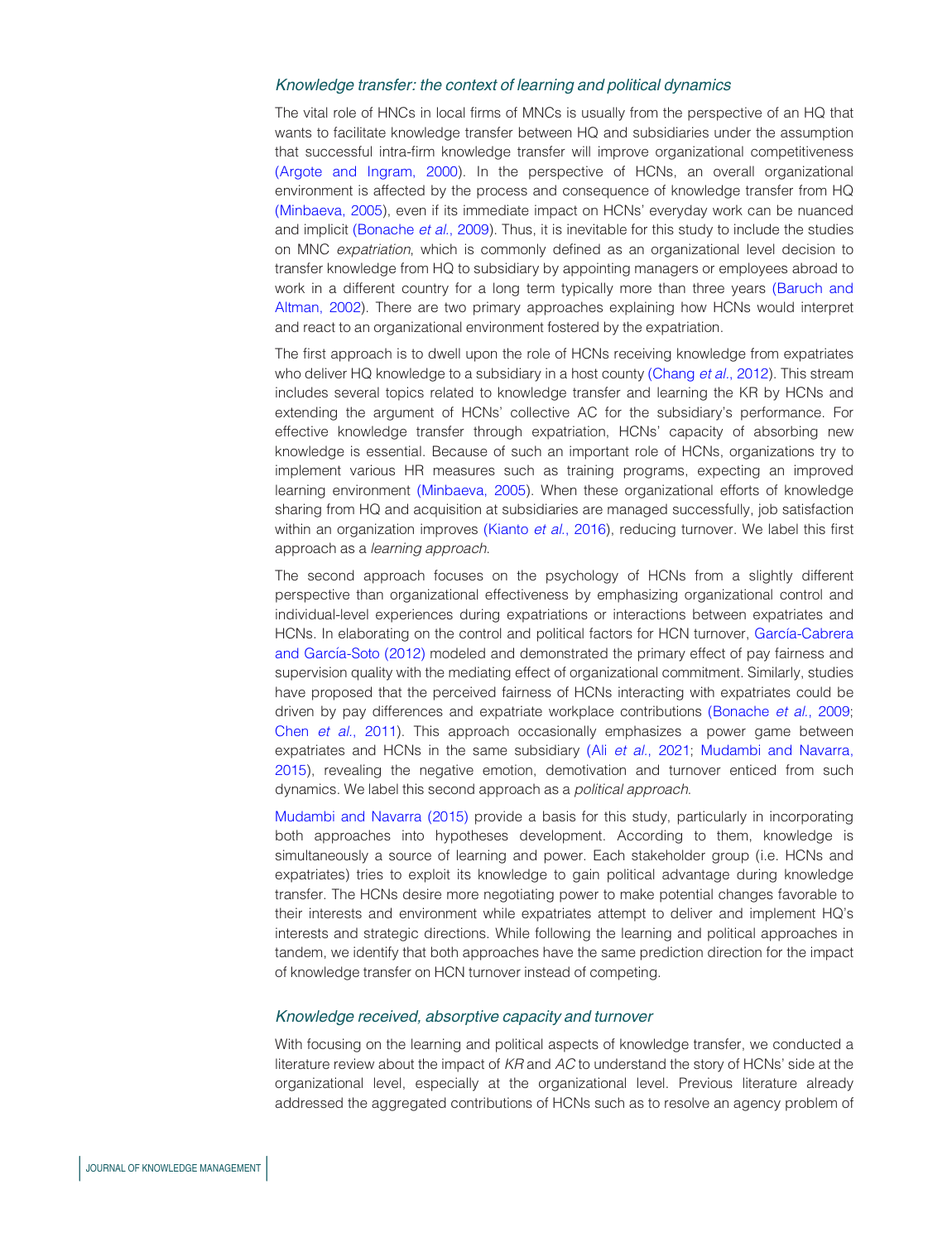### *Knowledge transfer: the context of learning and political dynamics*

The vital role of HNCs in local firms of MNCs is usually from the perspective of an HQ that wants to facilitate knowledge transfer between HQ and subsidiaries under the assumption that successful intra-firm knowledge transfer will improve organizational competitiveness (Argote and Ingram, 2000). In the perspective of HCNs, an overall organizational environment is affected by the process and consequence of knowledge transfer from HQ (Minbaeva, 2005), even if its immediate impact on HCNs' everyday work can be nuanced and implicit (Bonache *et al.*, 2009). Thus, it is inevitable for this study to include the studies on MNC *expatriation*, which is commonly defined as an organizational level decision to transfer knowledge from HQ to subsidiary by appointing managers or employees abroad to work in a different country for a long term typically more than three years (Baruch and Altman, 2002). There are two primary approaches explaining how HCNs would interpret and react to an organizational environment fostered by the expatriation.

The first approach is to dwell upon the role of HCNs receiving knowledge from expatriates who deliver HQ knowledge to a subsidiary in a host county (Chang *et al.*, 2012). This stream includes several topics related to knowledge transfer and learning the KR by HCNs and extending the argument of HCNs' collective AC for the subsidiary's performance. For effective knowledge transfer through expatriation, HCNs' capacity of absorbing new knowledge is essential. Because of such an important role of HCNs, organizations try to implement various HR measures such as training programs, expecting an improved learning environment (Minbaeva, 2005). When these organizational efforts of knowledge sharing from HQ and acquisition at subsidiaries are managed successfully, job satisfaction within an organization improves (Kianto *et al.*, 2016), reducing turnover. We label this first approach as a *learning approach*.

The second approach focuses on the psychology of HCNs from a slightly different perspective than organizational effectiveness by emphasizing organizational control and individual-level experiences during expatriations or interactions between expatriates and HCNs. In elaborating on the control and political factors for HCN turnover, García-Cabrera and García-Soto (2012) modeled and demonstrated the primary effect of pay fairness and supervision quality with the mediating effect of organizational commitment. Similarly, studies have proposed that the perceived fairness of HCNs interacting with expatriates could be driven by pay differences and expatriate workplace contributions (Bonache *et al.*, 2009; Chen *et al.*, 2011). This approach occasionally emphasizes a power game between expatriates and HCNs in the same subsidiary (Ali *et al.*, 2021; Mudambi and Navarra, 2015), revealing the negative emotion, demotivation and turnover enticed from such dynamics. We label this second approach as a *political approach*.

Mudambi and Navarra (2015) provide a basis for this study, particularly in incorporating both approaches into hypotheses development. According to them, knowledge is simultaneously a source of learning and power. Each stakeholder group (i.e. HCNs and expatriates) tries to exploit its knowledge to gain political advantage during knowledge transfer. The HCNs desire more negotiating power to make potential changes favorable to their interests and environment while expatriates attempt to deliver and implement HQ's interests and strategic directions. While following the learning and political approaches in tandem, we identify that both approaches have the same prediction direction for the impact of knowledge transfer on HCN turnover instead of competing.

### *Knowledge received, absorptive capacity and turnover*

With focusing on the learning and political aspects of knowledge transfer, we conducted a literature review about the impact of *KR* and *AC* to understand the story of HCNs' side at the organizational level, especially at the organizational level. Previous literature already addressed the aggregated contributions of HCNs such as to resolve an agency problem of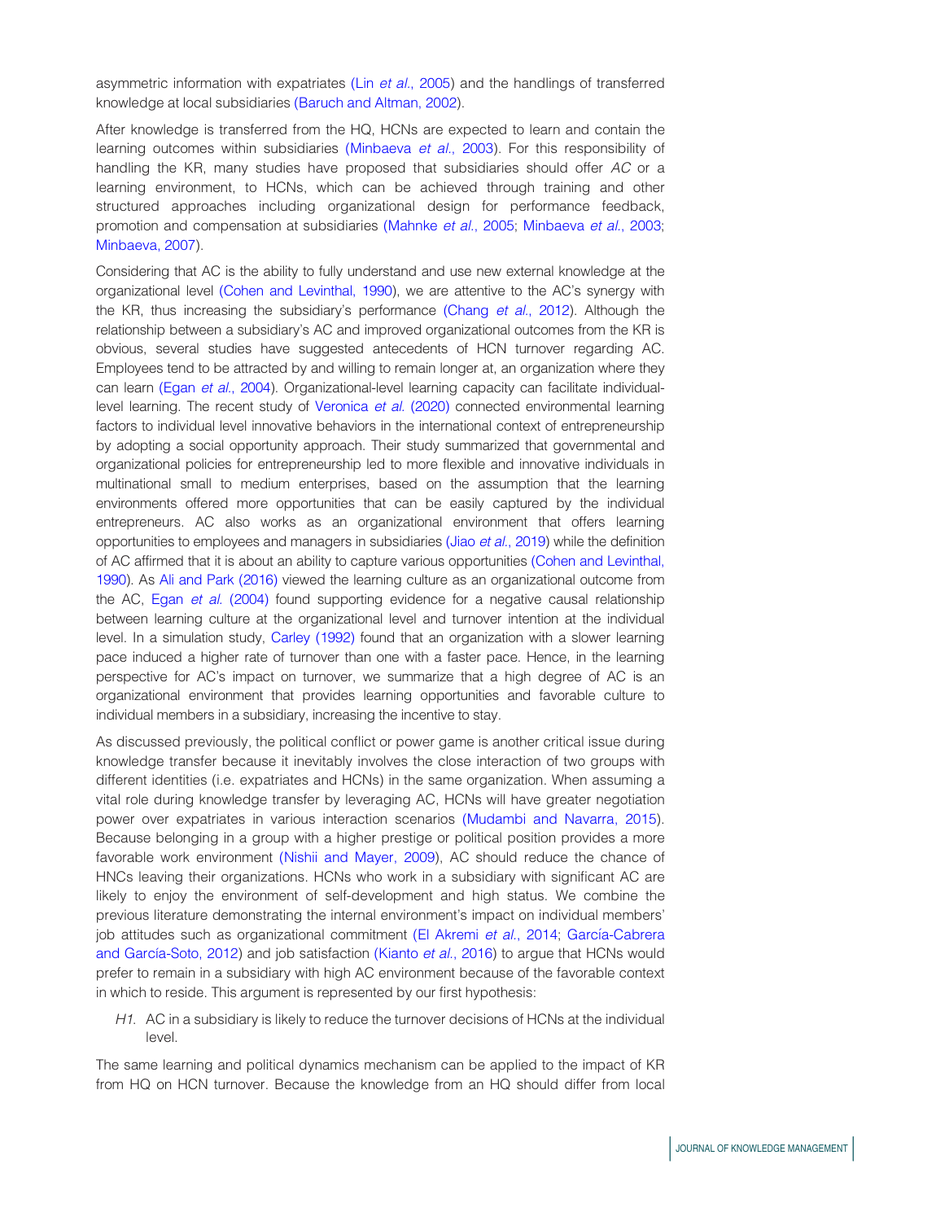asymmetric information with expatriates (Lin *et al.*, 2005) and the handlings of transferred knowledge at local subsidiaries (Baruch and Altman, 2002).

After knowledge is transferred from the HQ, HCNs are expected to learn and contain the learning outcomes within subsidiaries (Minbaeva *et al.*, 2003). For this responsibility of handling the KR, many studies have proposed that subsidiaries should offer *AC* or a learning environment, to HCNs, which can be achieved through training and other structured approaches including organizational design for performance feedback, promotion and compensation at subsidiaries (Mahnke *et al.*, 2005; Minbaeva *et al.*, 2003; Minbaeva, 2007).

Considering that AC is the ability to fully understand and use new external knowledge at the organizational level (Cohen and Levinthal, 1990), we are attentive to the AC's synergy with the KR, thus increasing the subsidiary's performance (Chang *et al.*, 2012). Although the relationship between a subsidiary's AC and improved organizational outcomes from the KR is obvious, several studies have suggested antecedents of HCN turnover regarding AC. Employees tend to be attracted by and willing to remain longer at, an organization where they can learn (Egan *et al.*, 2004). Organizational-level learning capacity can facilitate individual-level learning. The recent study of Veronica *et al.* (2020) connected environmental learning factors to individual level innovative behaviors in the international context of entrepreneurship by adopting a social opportunity approach. Their study summarized that governmental and organizational policies for entrepreneurship led to more flexible and innovative individuals in multinational small to medium enterprises, based on the assumption that the learning environments offered more opportunities that can be easily captured by the individual entrepreneurs. AC also works as an organizational environment that offers learning opportunities to employees and managers in subsidiaries (Jiao *et al.*, 2019) while the definition of AC affirmed that it is about an ability to capture various opportunities (Cohen and Levinthal, 1990). As Ali and Park (2016) viewed the learning culture as an organizational outcome from the AC, Egan *et al.* (2004) found supporting evidence for a negative causal relationship between learning culture at the organizational level and turnover intention at the individual level. In a simulation study, Carley (1992) found that an organization with a slower learning pace induced a higher rate of turnover than one with a faster pace. Hence, in the learning perspective for AC's impact on turnover, we summarize that a high degree of AC is an organizational environment that provides learning opportunities and favorable culture to individual members in a subsidiary, increasing the incentive to stay.

As discussed previously, the political conflict or power game is another critical issue during knowledge transfer because it inevitably involves the close interaction of two groups with different identities (i.e. expatriates and HCNs) in the same organization. When assuming a vital role during knowledge transfer by leveraging AC, HCNs will have greater negotiation power over expatriates in various interaction scenarios (Mudambi and Navarra, 2015). Because belonging in a group with a higher prestige or political position provides a more favorable work environment (Nishii and Mayer, 2009), AC should reduce the chance of HNCs leaving their organizations. HCNs who work in a subsidiary with significant AC are likely to enjoy the environment of self-development and high status. We combine the previous literature demonstrating the internal environment's impact on individual members' job attitudes such as organizational commitment (El Akremi *et al.*, 2014; García-Cabrera and García-Soto, 2012) and job satisfaction (Kianto *et al.*, 2016) to argue that HCNs would prefer to remain in a subsidiary with high AC environment because of the favorable context in which to reside. This argument is represented by our first hypothesis:

*H1.* AC in a subsidiary is likely to reduce the turnover decisions of HCNs at the individual level.

The same learning and political dynamics mechanism can be applied to the impact of KR from HQ on HCN turnover. Because the knowledge from an HQ should differ from local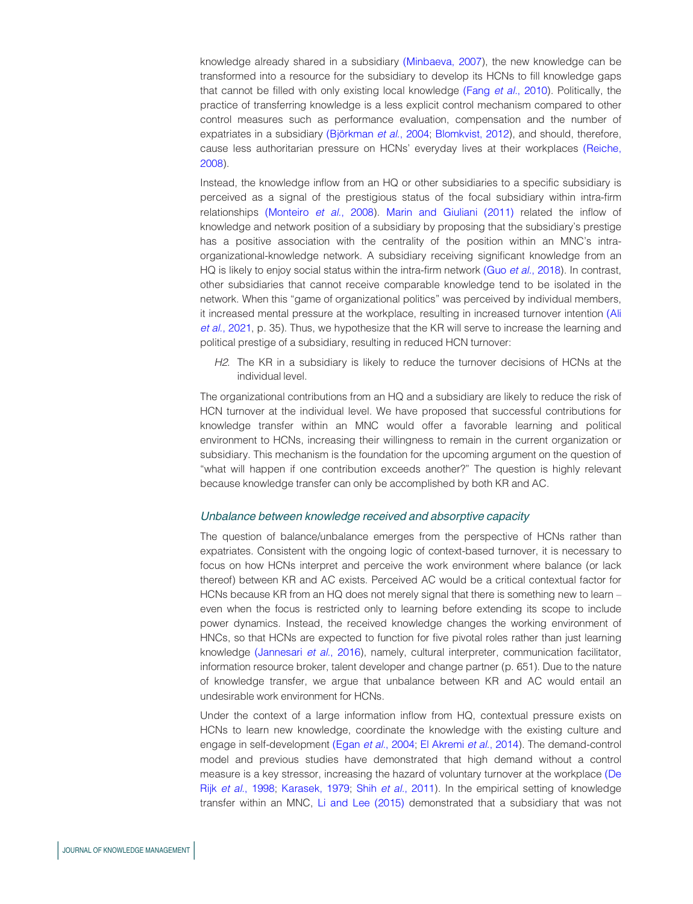knowledge already shared in a subsidiary (Minbaeva, 2007), the new knowledge can be transformed into a resource for the subsidiary to develop its HCNs to fill knowledge gaps that cannot be filled with only existing local knowledge (Fang *et al*., 2010). Politically, the practice of transferring knowledge is a less explicit control mechanism compared to other control measures such as performance evaluation, compensation and the number of expatriates in a subsidiary (Björkman *et al*., 2004; Blomkvist, 2012), and should, therefore, cause less authoritarian pressure on HCNs' everyday lives at their workplaces (Reiche, 2008).

Instead, the knowledge inflow from an HQ or other subsidiaries to a specific subsidiary is perceived as a signal of the prestigious status of the focal subsidiary within intra-firm relationships (Monteiro *et al*., 2008). Marin and Giuliani (2011) related the inflow of knowledge and network position of a subsidiary by proposing that the subsidiary's prestige has a positive association with the centrality of the position within an MNC's intra-organizational-knowledge network. A subsidiary receiving significant knowledge from an HQ is likely to enjoy social status within the intra-firm network (Guo *et al*., 2018). In contrast, other subsidiaries that cannot receive comparable knowledge tend to be isolated in the network. When this "game of organizational politics" was perceived by individual members, it increased mental pressure at the workplace, resulting in increased turnover intention (Ali *et al*., 2021, p. 35). Thus, we hypothesize that the KR will serve to increase the learning and political prestige of a subsidiary, resulting in reduced HCN turnover:

> *H2*. The KR in a subsidiary is likely to reduce the turnover decisions of HCNs at the individual level.

The organizational contributions from an HQ and a subsidiary are likely to reduce the risk of HCN turnover at the individual level. We have proposed that successful contributions for knowledge transfer within an MNC would offer a favorable learning and political environment to HCNs, increasing their willingness to remain in the current organization or subsidiary. This mechanism is the foundation for the upcoming argument on the question of "what will happen if one contribution exceeds another?" The question is highly relevant because knowledge transfer can only be accomplished by both KR and AC.

### *Unbalance between knowledge received and absorptive capacity*

The question of balance/unbalance emerges from the perspective of HCNs rather than expatriates. Consistent with the ongoing logic of context-based turnover, it is necessary to focus on how HCNs interpret and perceive the work environment where balance (or lack thereof) between KR and AC exists. Perceived AC would be a critical contextual factor for HCNs because KR from an HQ does not merely signal that there is something new to learn – even when the focus is restricted only to learning before extending its scope to include power dynamics. Instead, the received knowledge changes the working environment of HNCs, so that HCNs are expected to function for five pivotal roles rather than just learning knowledge (Jannesari *et al*., 2016), namely, cultural interpreter, communication facilitator, information resource broker, talent developer and change partner (p. 651). Due to the nature of knowledge transfer, we argue that unbalance between KR and AC would entail an undesirable work environment for HCNs.

Under the context of a large information inflow from HQ, contextual pressure exists on HCNs to learn new knowledge, coordinate the knowledge with the existing culture and engage in self-development (Egan *et al*., 2004; El Akremi *et al*., 2014). The demand-control model and previous studies have demonstrated that high demand without a control measure is a key stressor, increasing the hazard of voluntary turnover at the workplace (De Rijk *et al*., 1998; Karasek, 1979; Shih *et al*., 2011). In the empirical setting of knowledge transfer within an MNC, Li and Lee (2015) demonstrated that a subsidiary that was not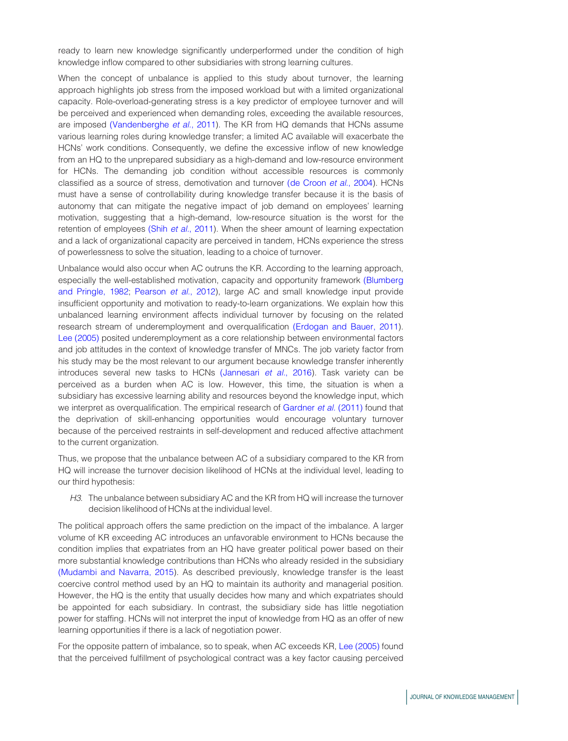ready to learn new knowledge significantly underperformed under the condition of high knowledge inflow compared to other subsidiaries with strong learning cultures.

When the concept of unbalance is applied to this study about turnover, the learning approach highlights job stress from the imposed workload but with a limited organizational capacity. Role-overload-generating stress is a key predictor of employee turnover and will be perceived and experienced when demanding roles, exceeding the available resources, are imposed (Vandenberghe *et al.*, 2011). The KR from HQ demands that HCNs assume various learning roles during knowledge transfer; a limited AC available will exacerbate the HCNs' work conditions. Consequently, we define the excessive inflow of new knowledge from an HQ to the unprepared subsidiary as a high-demand and low-resource environment for HCNs. The demanding job condition without accessible resources is commonly classified as a source of stress, demotivation and turnover (de Croon *et al.*, 2004). HCNs must have a sense of controllability during knowledge transfer because it is the basis of autonomy that can mitigate the negative impact of job demand on employees' learning motivation, suggesting that a high-demand, low-resource situation is the worst for the retention of employees (Shih *et al.*, 2011). When the sheer amount of learning expectation and a lack of organizational capacity are perceived in tandem, HCNs experience the stress of powerlessness to solve the situation, leading to a choice of turnover.

Unbalance would also occur when AC outruns the KR. According to the learning approach, especially the well-established motivation, capacity and opportunity framework (Blumberg and Pringle, 1982; Pearson *et al.*, 2012), large AC and small knowledge input provide insufficient opportunity and motivation to ready-to-learn organizations. We explain how this unbalanced learning environment affects individual turnover by focusing on the related research stream of underemployment and overqualification (Erdogan and Bauer, 2011). Lee (2005) posited underemployment as a core relationship between environmental factors and job attitudes in the context of knowledge transfer of MNCs. The job variety factor from his study may be the most relevant to our argument because knowledge transfer inherently introduces several new tasks to HCNs (Jannesari *et al.*, 2016). Task variety can be perceived as a burden when AC is low. However, this time, the situation is when a subsidiary has excessive learning ability and resources beyond the knowledge input, which we interpret as overqualification. The empirical research of Gardner *et al.* (2011) found that the deprivation of skill-enhancing opportunities would encourage voluntary turnover because of the perceived restraints in self-development and reduced affective attachment to the current organization.

Thus, we propose that the unbalance between AC of a subsidiary compared to the KR from HQ will increase the turnover decision likelihood of HCNs at the individual level, leading to our third hypothesis:

> *H3*. The unbalance between subsidiary AC and the KR from HQ will increase the turnover decision likelihood of HCNs at the individual level.

The political approach offers the same prediction on the impact of the imbalance. A larger volume of KR exceeding AC introduces an unfavorable environment to HCNs because the condition implies that expatriates from an HQ have greater political power based on their more substantial knowledge contributions than HCNs who already resided in the subsidiary (Mudambi and Navarra, 2015). As described previously, knowledge transfer is the least coercive control method used by an HQ to maintain its authority and managerial position. However, the HQ is the entity that usually decides how many and which expatriates should be appointed for each subsidiary. In contrast, the subsidiary side has little negotiation power for staffing. HCNs will not interpret the input of knowledge from HQ as an offer of new learning opportunities if there is a lack of negotiation power.

For the opposite pattern of imbalance, so to speak, when AC exceeds KR, Lee (2005) found that the perceived fulfillment of psychological contract was a key factor causing perceived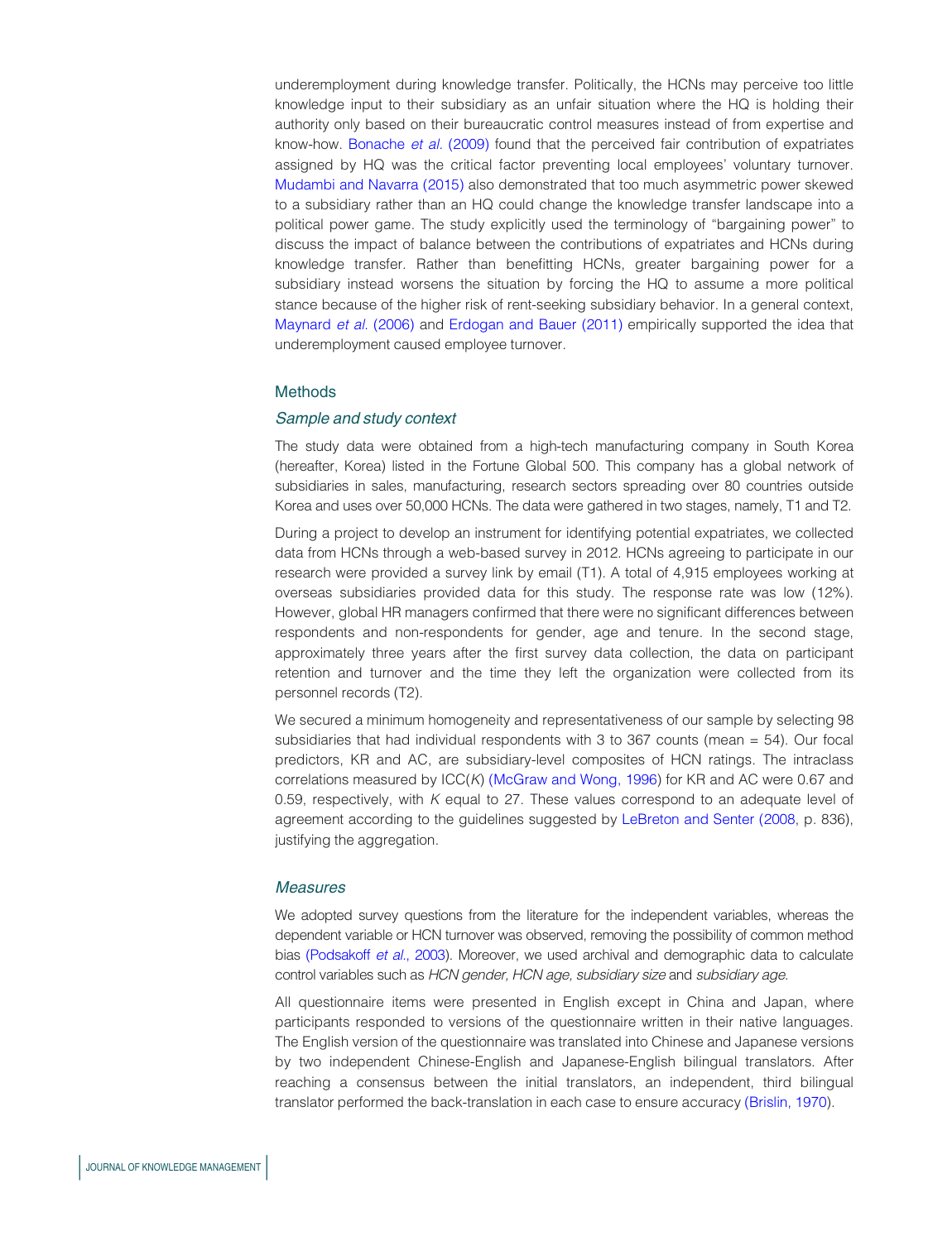underemployment during knowledge transfer. Politically, the HCNs may perceive too little knowledge input to their subsidiary as an unfair situation where the HQ is holding their authority only based on their bureaucratic control measures instead of from expertise and know-how. Bonache *et al.* (2009) found that the perceived fair contribution of expatriates assigned by HQ was the critical factor preventing local employees' voluntary turnover. Mudambi and Navarra (2015) also demonstrated that too much asymmetric power skewed to a subsidiary rather than an HQ could change the knowledge transfer landscape into a political power game. The study explicitly used the terminology of "bargaining power" to discuss the impact of balance between the contributions of expatriates and HCNs during knowledge transfer. Rather than benefitting HCNs, greater bargaining power for a subsidiary instead worsens the situation by forcing the HQ to assume a more political stance because of the higher risk of rent-seeking subsidiary behavior. In a general context, Maynard *et al.* (2006) and Erdogan and Bauer (2011) empirically supported the idea that underemployment caused employee turnover.

## Methods

### *Sample and study context*

The study data were obtained from a high-tech manufacturing company in South Korea (hereafter, Korea) listed in the Fortune Global 500. This company has a global network of subsidiaries in sales, manufacturing, research sectors spreading over 80 countries outside Korea and uses over 50,000 HCNs. The data were gathered in two stages, namely, T1 and T2.

During a project to develop an instrument for identifying potential expatriates, we collected data from HCNs through a web-based survey in 2012. HCNs agreeing to participate in our research were provided a survey link by email (T1). A total of 4,915 employees working at overseas subsidiaries provided data for this study. The response rate was low (12%). However, global HR managers confirmed that there were no significant differences between respondents and non-respondents for gender, age and tenure. In the second stage, approximately three years after the first survey data collection, the data on participant retention and turnover and the time they left the organization were collected from its personnel records (T2).

We secured a minimum homogeneity and representativeness of our sample by selecting 98 subsidiaries that had individual respondents with 3 to 367 counts (mean = 54). Our focal predictors, KR and AC, are subsidiary-level composites of HCN ratings. The intraclass correlations measured by ICC($K$) (McGraw and Wong, 1996) for KR and AC were 0.67 and 0.59, respectively, with $K$ equal to 27. These values correspond to an adequate level of agreement according to the guidelines suggested by LeBreton and Senter (2008, p. 836), justifying the aggregation.

### *Measures*

We adopted survey questions from the literature for the independent variables, whereas the dependent variable or HCN turnover was observed, removing the possibility of common method bias (Podsakoff *et al.*, 2003). Moreover, we used archival and demographic data to calculate control variables such as *HCN gender, HCN age, subsidiary size* and *subsidiary age*.

All questionnaire items were presented in English except in China and Japan, where participants responded to versions of the questionnaire written in their native languages. The English version of the questionnaire was translated into Chinese and Japanese versions by two independent Chinese-English and Japanese-English bilingual translators. After reaching a consensus between the initial translators, an independent, third bilingual translator performed the back-translation in each case to ensure accuracy (Brislin, 1970).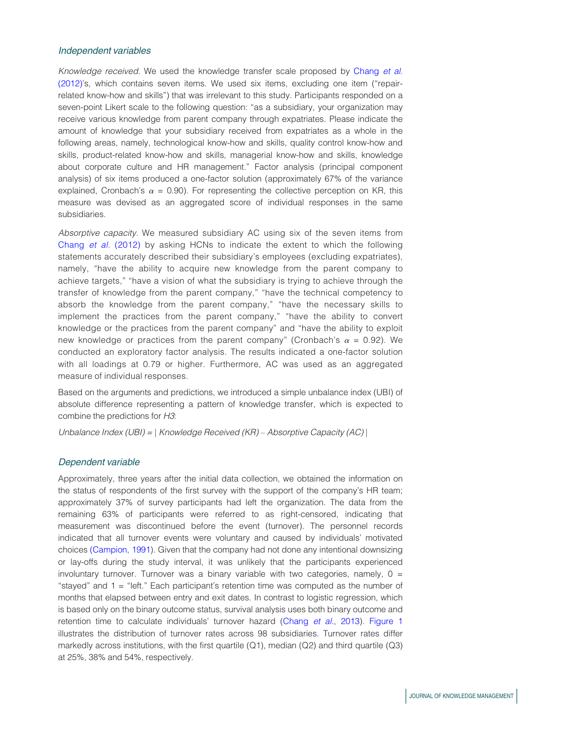### *Independent variables*

*Knowledge received*. We used the knowledge transfer scale proposed by Chang *et al.* (2012)'s, which contains seven items. We used six items, excluding one item ("repair-related know-how and skills") that was irrelevant to this study. Participants responded on a seven-point Likert scale to the following question: "as a subsidiary, your organization may receive various knowledge from parent company through expatriates. Please indicate the amount of knowledge that your subsidiary received from expatriates as a whole in the following areas, namely, technological know-how and skills, quality control know-how and skills, product-related know-how and skills, managerial know-how and skills, knowledge about corporate culture and HR management." Factor analysis (principal component analysis) of six items produced a one-factor solution (approximately 67% of the variance explained, Cronbach's $\alpha$ = 0.90). For representing the collective perception on KR, this measure was devised as an aggregated score of individual responses in the same subsidiaries.

*Absorptive capacity*. We measured subsidiary AC using six of the seven items from Chang *et al.* (2012) by asking HCNs to indicate the extent to which the following statements accurately described their subsidiary's employees (excluding expatriates), namely, "have the ability to acquire new knowledge from the parent company to achieve targets," "have a vision of what the subsidiary is trying to achieve through the transfer of knowledge from the parent company," "have the technical competency to absorb the knowledge from the parent company," "have the necessary skills to implement the practices from the parent company," "have the ability to convert knowledge or the practices from the parent company" and "have the ability to exploit new knowledge or practices from the parent company" (Cronbach's $\alpha$ = 0.92). We conducted an exploratory factor analysis. The results indicated a one-factor solution with all loadings at 0.79 or higher. Furthermore, AC was used as an aggregated measure of individual responses.

Based on the arguments and predictions, we introduced a simple unbalance index (UBI) of absolute difference representing a pattern of knowledge transfer, which is expected to combine the predictions for *H3*:

*Unbalance Index (UBI) = | Knowledge Received (KR) – Absorptive Capacity (AC) |*

### *Dependent variable*

Approximately, three years after the initial data collection, we obtained the information on the status of respondents of the first survey with the support of the company's HR team; approximately 37% of survey participants had left the organization. The data from the remaining 63% of participants were referred to as right-censored, indicating that measurement was discontinued before the event (turnover). The personnel records indicated that all turnover events were voluntary and caused by individuals' motivated choices (Campion, 1991). Given that the company had not done any intentional downsizing or lay-offs during the study interval, it was unlikely that the participants experienced involuntary turnover. Turnover was a binary variable with two categories, namely, 0 = "stayed" and 1 = "left." Each participant's retention time was computed as the number of months that elapsed between entry and exit dates. In contrast to logistic regression, which is based only on the binary outcome status, survival analysis uses both binary outcome and retention time to calculate individuals' turnover hazard (Chang *et al.*, 2013). Figure 1 illustrates the distribution of turnover rates across 98 subsidiaries. Turnover rates differ markedly across institutions, with the first quartile (Q1), median (Q2) and third quartile (Q3) at 25%, 38% and 54%, respectively.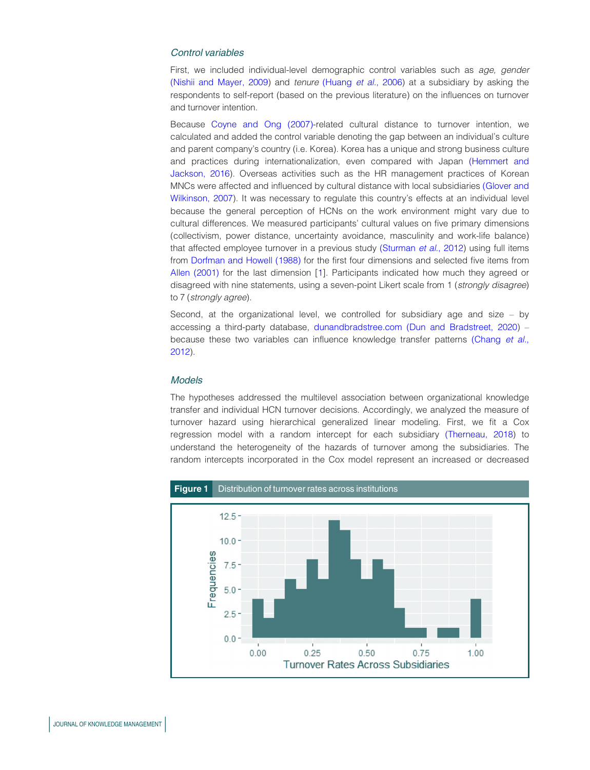### *Control variables*

First, we included individual-level demographic control variables such as *age, gender* (Nishii and Mayer, 2009) and *tenure* (Huang *et al.*, 2006) at a subsidiary by asking the respondents to self-report (based on the previous literature) on the influences on turnover and turnover intention.

Because Coyne and Ong (2007)-related cultural distance to turnover intention, we calculated and added the control variable denoting the gap between an individual's culture and parent company's country (i.e. Korea). Korea has a unique and strong business culture and practices during internationalization, even compared with Japan (Hemmert and Jackson, 2016). Overseas activities such as the HR management practices of Korean MNCs were affected and influenced by cultural distance with local subsidiaries (Glover and Wilkinson, 2007). It was necessary to regulate this country's effects at an individual level because the general perception of HCNs on the work environment might vary due to cultural differences. We measured participants' cultural values on five primary dimensions (collectivism, power distance, uncertainty avoidance, masculinity and work-life balance) that affected employee turnover in a previous study (Sturman *et al.*, 2012) using full items from Dorfman and Howell (1988) for the first four dimensions and selected five items from Allen (2001) for the last dimension [1]. Participants indicated how much they agreed or disagreed with nine statements, using a seven-point Likert scale from 1 (*strongly disagree*) to 7 (*strongly agree*).

Second, at the organizational level, we controlled for subsidiary age and size – by accessing a third-party database, dunandbradstree.com (Dun and Bradstreet, 2020) – because these two variables can influence knowledge transfer patterns (Chang *et al.*, 2012).

### *Models*

The hypotheses addressed the multilevel association between organizational knowledge transfer and individual HCN turnover decisions. Accordingly, we analyzed the measure of turnover hazard using hierarchical generalized linear modeling. First, we fit a Cox regression model with a random intercept for each subsidiary (Therneau, 2018) to understand the heterogeneity of the hazards of turnover among the subsidiaries. The random intercepts incorporated in the Cox model represent an increased or decreased

**Figure 1** Distribution of turnover rates across institutions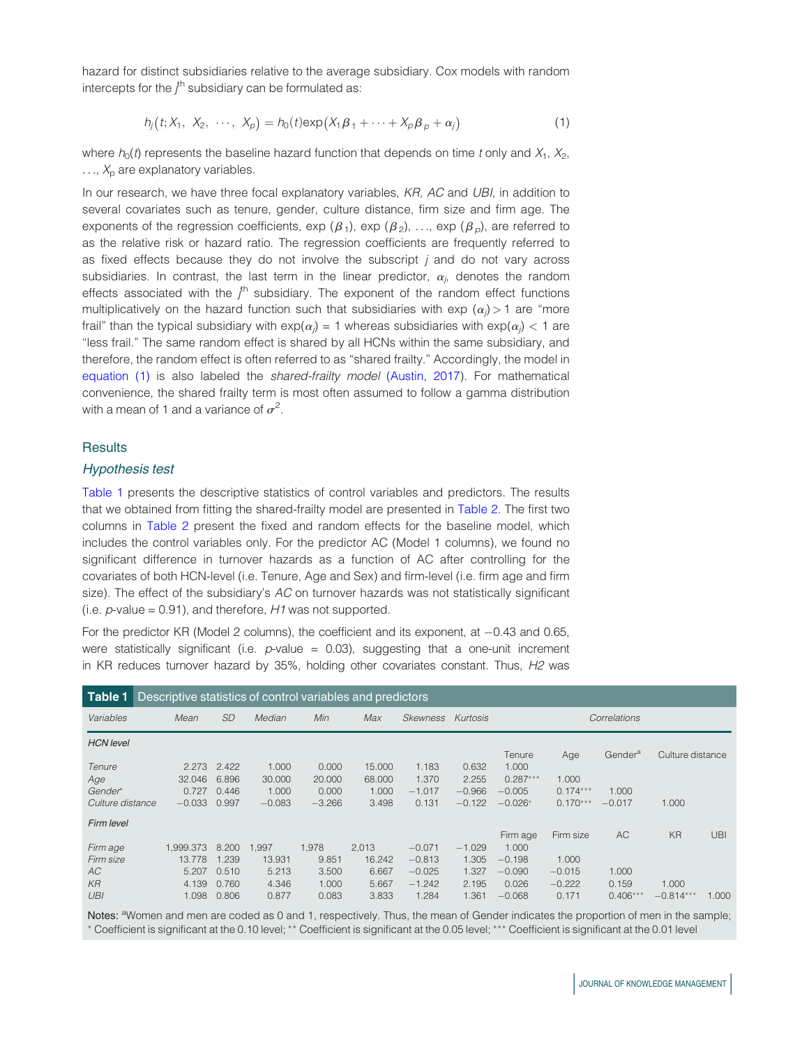hazard for distinct subsidiaries relative to the average subsidiary. Cox models with random intercepts for the $j^{th}$ subsidiary can be formulated as:

$$h_j(t; X_1, X_2, \cdots, X_p) = h_0(t)\exp(X_1\beta_1 + \cdots + X_p\beta_p + \alpha_j) \tag{1}$$

where $h_0(t)$ represents the baseline hazard function that depends on time $t$ only and $X_1$, $X_2$, ..., $X_p$ are explanatory variables.

In our research, we have three focal explanatory variables, *KR, AC* and *UBI*, in addition to several covariates such as tenure, gender, culture distance, firm size and firm age. The exponents of the regression coefficients, exp ($\beta_1$), exp ($\beta_2$), ..., exp ($\beta_p$), are referred to as the relative risk or hazard ratio. The regression coefficients are frequently referred to as fixed effects because they do not involve the subscript $j$ and do not vary across subsidiaries. In contrast, the last term in the linear predictor, $\alpha_j$, denotes the random effects associated with the $j^{th}$ subsidiary. The exponent of the random effect functions multiplicatively on the hazard function such that subsidiaries with exp $(\alpha_j) > 1$ are "more frail" than the typical subsidiary with $\exp(\alpha_j) = 1$ whereas subsidiaries with $\exp(\alpha_j) < 1$ are "less frail." The same random effect is shared by all HCNs within the same subsidiary, and therefore, the random effect is often referred to as "shared frailty." Accordingly, the model in equation (1) is also labeled the *shared-frailty model* (Austin, 2017). For mathematical convenience, the shared frailty term is most often assumed to follow a gamma distribution with a mean of 1 and a variance of $\sigma^2$.

## Results

### *Hypothesis test*

Table 1 presents the descriptive statistics of control variables and predictors. The results that we obtained from fitting the shared-frailty model are presented in Table 2. The first two columns in Table 2 present the fixed and random effects for the baseline model, which includes the control variables only. For the predictor AC (Model 1 columns), we found no significant difference in turnover hazards as a function of AC after controlling for the covariates of both HCN-level (i.e. Tenure, Age and Sex) and firm-level (i.e. firm age and firm size). The effect of the subsidiary's *AC* on turnover hazards was not statistically significant (i.e. $p$-value = 0.91), and therefore, *H1* was not supported.

For the predictor KR (Model 2 columns), the coefficient and its exponent, at −0.43 and 0.65, were statistically significant (i.e. $p$-value = 0.03), suggesting that a one-unit increment in KR reduces turnover hazard by 35%, holding other covariates constant. Thus, *H2* was

**Table 1** Descriptive statistics of control variables and predictors

| *Variables* | *Mean* | *SD* | *Median* | *Min* | *Max* | *Skewness* | *Kurtosis* | *Correlations* | | | | |
|---|---|---|---|---|---|---|---|---|---|---|---|---|
| *HCN level* | | | | | | | | Tenure | Age | Gender[a] | Culture distance | |
| *Tenure* | 2.273 | 2.422 | 1.000 | 0.000 | 15.000 | 1.183 | 0.632 | 1.000 | | | | |
| *Age* | 32.046 | 6.896 | 30.000 | 20.000 | 68.000 | 1.370 | 2.255 | 0.287*** | 1.000 | | | |
| *Gender*[a] | 0.727 | 0.446 | 1.000 | 0.000 | 1.000 | −1.017 | −0.966 | −0.005 | 0.174*** | 1.000 | | |
| *Culture distance* | −0.033 | 0.997 | −0.083 | −3.266 | 3.498 | 0.131 | −0.122 | −0.026* | 0.170*** | −0.017 | 1.000 | |
| *Firm level* | | | | | | | | Firm age | Firm size | AC | KR | UBI |
| *Firm age* | 1,999.373 | 8.200 | 1,997 | 1,978 | 2,013 | −0.071 | −1.029 | 1.000 | | | | |
| *Firm size* | 13.778 | 1.239 | 13.931 | 9.851 | 16.242 | −0.813 | 1.305 | −0.198 | 1.000 | | | |
| *AC* | 5.207 | 0.510 | 5.213 | 3.500 | 6.667 | −0.025 | 1.327 | −0.090 | −0.015 | 1.000 | | |
| *KR* | 4.139 | 0.760 | 4.346 | 1.000 | 5.667 | −1.242 | 2.195 | 0.026 | −0.222 | 0.159 | 1.000 | |
| *UBI* | 1.098 | 0.806 | 0.877 | 0.083 | 3.833 | 1.284 | 1.361 | −0.068 | 0.171 | 0.406*** | −0.814*** | 1.000 |

**Notes:** [a]Women and men are coded as 0 and 1, respectively. Thus, the mean of Gender indicates the proportion of men in the sample; * Coefficient is significant at the 0.10 level; ** Coefficient is significant at the 0.05 level; *** Coefficient is significant at the 0.01 level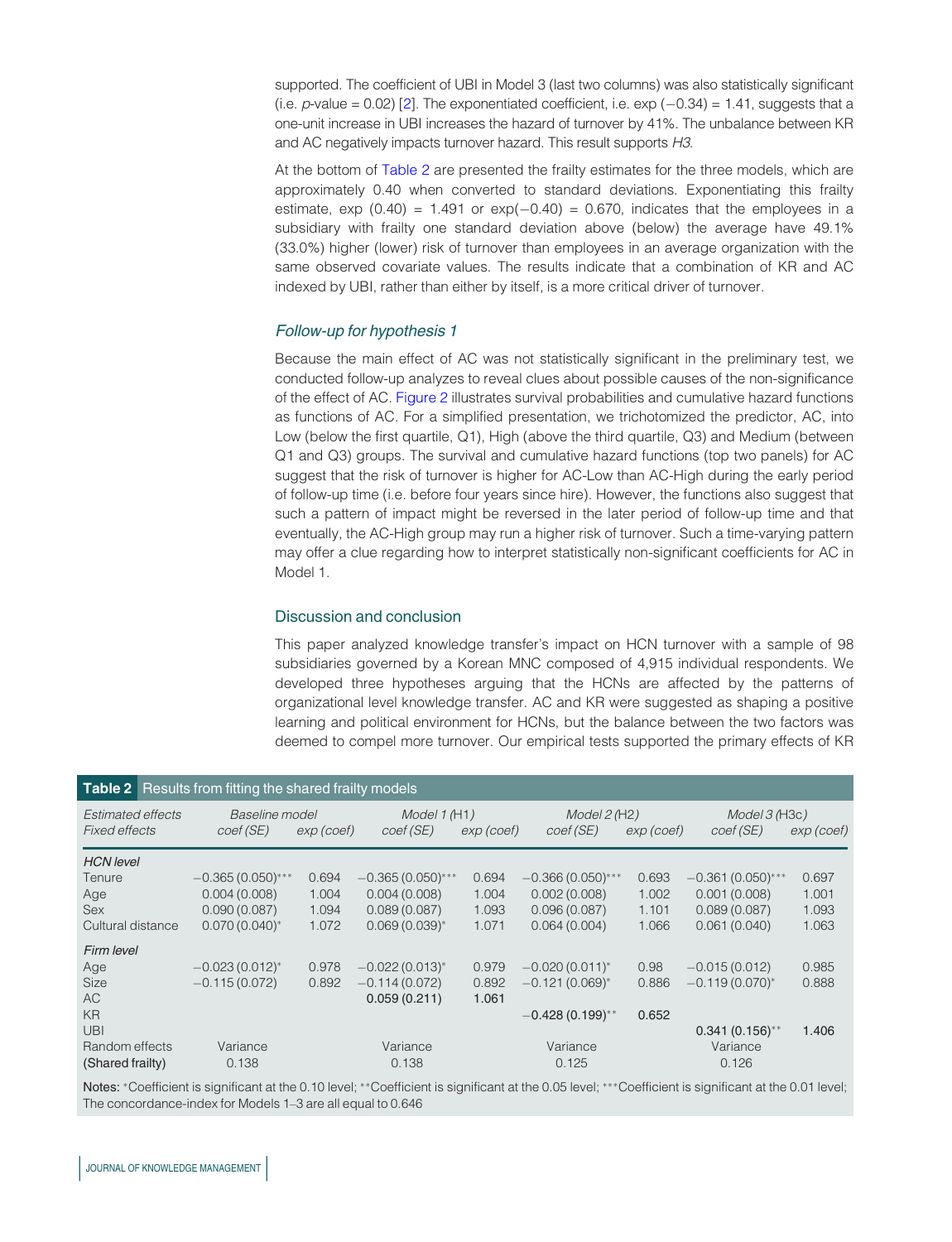supported. The coefficient of UBI in Model 3 (last two columns) was also statistically significant (i.e. $p$-value = 0.02) [2]. The exponentiated coefficient, i.e. exp (−0.34) = 1.41, suggests that a one-unit increase in UBI increases the hazard of turnover by 41%. The unbalance between KR and AC negatively impacts turnover hazard. This result supports *H3*.

At the bottom of Table 2 are presented the frailty estimates for the three models, which are approximately 0.40 when converted to standard deviations. Exponentiating this frailty estimate, exp (0.40) = 1.491 or exp(−0.40) = 0.670, indicates that the employees in a subsidiary with frailty one standard deviation above (below) the average have 49.1% (33.0%) higher (lower) risk of turnover than employees in an average organization with the same observed covariate values. The results indicate that a combination of KR and AC indexed by UBI, rather than either by itself, is a more critical driver of turnover.

### *Follow-up for hypothesis 1*

Because the main effect of AC was not statistically significant in the preliminary test, we conducted follow-up analyzes to reveal clues about possible causes of the non-significance of the effect of AC. Figure 2 illustrates survival probabilities and cumulative hazard functions as functions of AC. For a simplified presentation, we trichotomized the predictor, AC, into Low (below the first quartile, Q1), High (above the third quartile, Q3) and Medium (between Q1 and Q3) groups. The survival and cumulative hazard functions (top two panels) for AC suggest that the risk of turnover is higher for AC-Low than AC-High during the early period of follow-up time (i.e. before four years since hire). However, the functions also suggest that such a pattern of impact might be reversed in the later period of follow-up time and that eventually, the AC-High group may run a higher risk of turnover. Such a time-varying pattern may offer a clue regarding how to interpret statistically non-significant coefficients for AC in Model 1.

## Discussion and conclusion

This paper analyzed knowledge transfer's impact on HCN turnover with a sample of 98 subsidiaries governed by a Korean MNC composed of 4,915 individual respondents. We developed three hypotheses arguing that the HCNs are affected by the patterns of organizational level knowledge transfer. AC and KR were suggested as shaping a positive learning and political environment for HCNs, but the balance between the two factors was deemed to compel more turnover. Our empirical tests supported the primary effects of KR

**Table 2** Results from fitting the shared frailty models

| *Estimated effects* | *Baseline model* | | *Model 1 (H1)* | | *Model 2 (H2)* | | *Model 3 (H3c)* | |
|---|---|---|---|---|---|---|---|---|
| *Fixed effects* | *coef (SE)* | *exp (coef)* | *coef (SE)* | *exp (coef)* | *coef (SE)* | *exp (coef)* | *coef (SE)* | *exp (coef)* |
| *HCN level* | | | | | | | | |
| Tenure | −0.365 (0.050)*** | 0.694 | −0.365 (0.050)*** | 0.694 | −0.366 (0.050)*** | 0.693 | −0.361 (0.050)*** | 0.697 |
| Age | 0.004 (0.008) | 1.004 | 0.004 (0.008) | 1.004 | 0.002 (0.008) | 1.002 | 0.001 (0.008) | 1.001 |
| Sex | 0.090 (0.087) | 1.094 | 0.089 (0.087) | 1.093 | 0.096 (0.087) | 1.101 | 0.089 (0.087) | 1.093 |
| Cultural distance | 0.070 (0.040)* | 1.072 | 0.069 (0.039)* | 1.071 | 0.064 (0.004) | 1.066 | 0.061 (0.040) | 1.063 |
| *Firm level* | | | | | | | | |
| Age | −0.023 (0.012)* | 0.978 | −0.022 (0.013)* | 0.979 | −0.020 (0.011)* | 0.98 | −0.015 (0.012) | 0.985 |
| Size | −0.115 (0.072) | 0.892 | −0.114 (0.072) | 0.892 | −0.121 (0.069)* | 0.886 | −0.119 (0.070)* | 0.888 |
| AC | | | 0.059 (0.211) | 1.061 | | | | |
| KR | | | | | −0.428 (0.199)** | 0.652 | | |
| UBI | | | | | | | 0.341 (0.156)** | 1.406 |
| Random effects | Variance | | Variance | | Variance | | Variance | |
| (Shared frailty) | 0.138 | | 0.138 | | 0.125 | | 0.126 | |

Notes: *Coefficient is significant at the 0.10 level; **Coefficient is significant at the 0.05 level; ***Coefficient is significant at the 0.01 level; The concordance-index for Models 1–3 are all equal to 0.646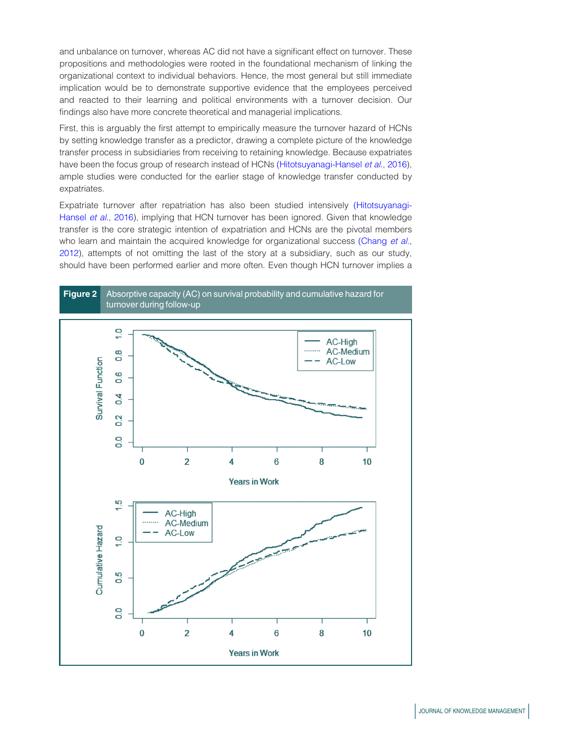and unbalance on turnover, whereas AC did not have a significant effect on turnover. These propositions and methodologies were rooted in the foundational mechanism of linking the organizational context to individual behaviors. Hence, the most general but still immediate implication would be to demonstrate supportive evidence that the employees perceived and reacted to their learning and political environments with a turnover decision. Our findings also have more concrete theoretical and managerial implications.

First, this is arguably the first attempt to empirically measure the turnover hazard of HCNs by setting knowledge transfer as a predictor, drawing a complete picture of the knowledge transfer process in subsidiaries from receiving to retaining knowledge. Because expatriates have been the focus group of research instead of HCNs (Hitotsuyanagi-Hansel *et al.*, 2016), ample studies were conducted for the earlier stage of knowledge transfer conducted by expatriates.

Expatriate turnover after repatriation has also been studied intensively (Hitotsuyanagi-Hansel *et al.*, 2016), implying that HCN turnover has been ignored. Given that knowledge transfer is the core strategic intention of expatriation and HCNs are the pivotal members who learn and maintain the acquired knowledge for organizational success (Chang *et al.*, 2012), attempts of not omitting the last of the story at a subsidiary, such as our study, should have been performed earlier and more often. Even though HCN turnover implies a

**Figure 2** Absorptive capacity (AC) on survival probability and cumulative hazard for turnover during follow-up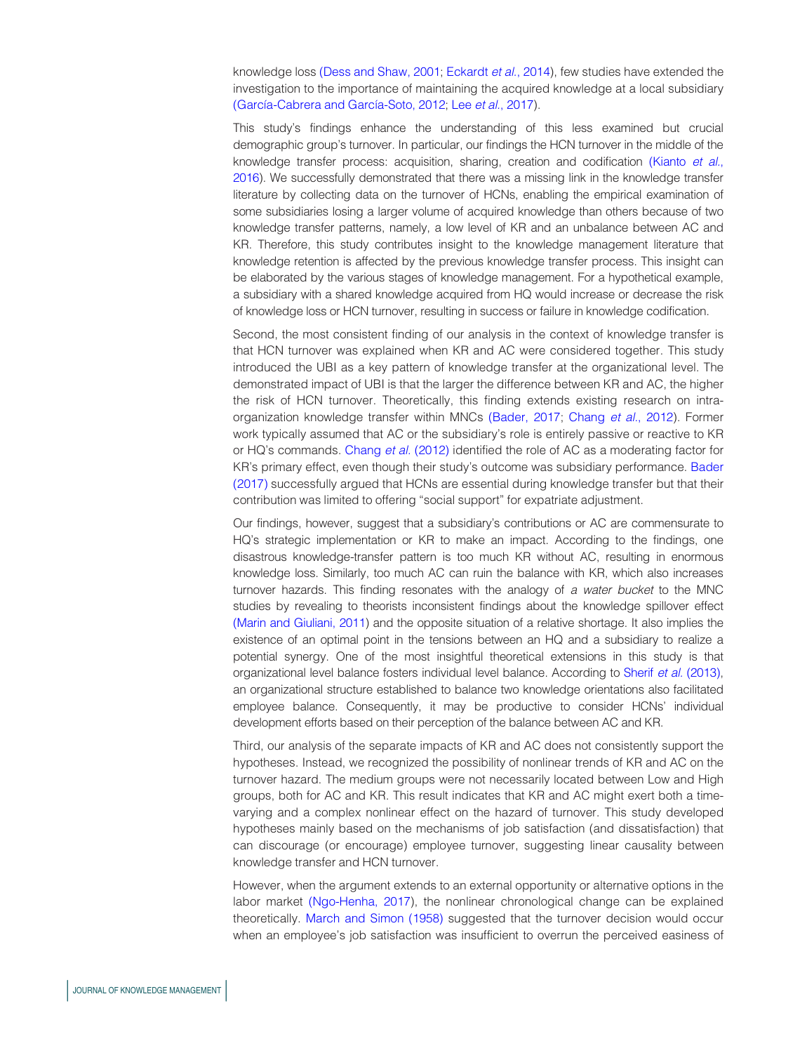knowledge loss (Dess and Shaw, 2001; Eckardt *et al.*, 2014), few studies have extended the investigation to the importance of maintaining the acquired knowledge at a local subsidiary (García-Cabrera and García-Soto, 2012; Lee *et al.*, 2017).

This study's findings enhance the understanding of this less examined but crucial demographic group's turnover. In particular, our findings the HCN turnover in the middle of the knowledge transfer process: acquisition, sharing, creation and codification (Kianto *et al.*, 2016). We successfully demonstrated that there was a missing link in the knowledge transfer literature by collecting data on the turnover of HCNs, enabling the empirical examination of some subsidiaries losing a larger volume of acquired knowledge than others because of two knowledge transfer patterns, namely, a low level of KR and an unbalance between AC and KR. Therefore, this study contributes insight to the knowledge management literature that knowledge retention is affected by the previous knowledge transfer process. This insight can be elaborated by the various stages of knowledge management. For a hypothetical example, a subsidiary with a shared knowledge acquired from HQ would increase or decrease the risk of knowledge loss or HCN turnover, resulting in success or failure in knowledge codification.

Second, the most consistent finding of our analysis in the context of knowledge transfer is that HCN turnover was explained when KR and AC were considered together. This study introduced the UBI as a key pattern of knowledge transfer at the organizational level. The demonstrated impact of UBI is that the larger the difference between KR and AC, the higher the risk of HCN turnover. Theoretically, this finding extends existing research on intra-organization knowledge transfer within MNCs (Bader, 2017; Chang *et al.*, 2012). Former work typically assumed that AC or the subsidiary's role is entirely passive or reactive to KR or HQ's commands. Chang *et al.* (2012) identified the role of AC as a moderating factor for KR's primary effect, even though their study's outcome was subsidiary performance. Bader (2017) successfully argued that HCNs are essential during knowledge transfer but that their contribution was limited to offering "social support" for expatriate adjustment.

Our findings, however, suggest that a subsidiary's contributions or AC are commensurate to HQ's strategic implementation or KR to make an impact. According to the findings, one disastrous knowledge-transfer pattern is too much KR without AC, resulting in enormous knowledge loss. Similarly, too much AC can ruin the balance with KR, which also increases turnover hazards. This finding resonates with the analogy of *a water bucket* to the MNC studies by revealing to theorists inconsistent findings about the knowledge spillover effect (Marin and Giuliani, 2011) and the opposite situation of a relative shortage. It also implies the existence of an optimal point in the tensions between an HQ and a subsidiary to realize a potential synergy. One of the most insightful theoretical extensions in this study is that organizational level balance fosters individual level balance. According to Sherif *et al.* (2013), an organizational structure established to balance two knowledge orientations also facilitated employee balance. Consequently, it may be productive to consider HCNs' individual development efforts based on their perception of the balance between AC and KR.

Third, our analysis of the separate impacts of KR and AC does not consistently support the hypotheses. Instead, we recognized the possibility of nonlinear trends of KR and AC on the turnover hazard. The medium groups were not necessarily located between Low and High groups, both for AC and KR. This result indicates that KR and AC might exert both a time-varying and a complex nonlinear effect on the hazard of turnover. This study developed hypotheses mainly based on the mechanisms of job satisfaction (and dissatisfaction) that can discourage (or encourage) employee turnover, suggesting linear causality between knowledge transfer and HCN turnover.

However, when the argument extends to an external opportunity or alternative options in the labor market (Ngo-Henha, 2017), the nonlinear chronological change can be explained theoretically. March and Simon (1958) suggested that the turnover decision would occur when an employee's job satisfaction was insufficient to overrun the perceived easiness of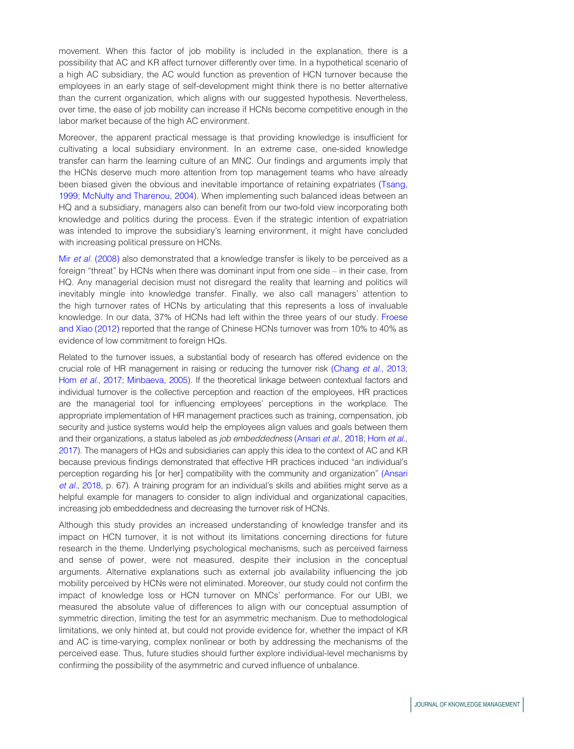movement. When this factor of job mobility is included in the explanation, there is a possibility that AC and KR affect turnover differently over time. In a hypothetical scenario of a high AC subsidiary, the AC would function as prevention of HCN turnover because the employees in an early stage of self-development might think there is no better alternative than the current organization, which aligns with our suggested hypothesis. Nevertheless, over time, the ease of job mobility can increase if HCNs become competitive enough in the labor market because of the high AC environment.

Moreover, the apparent practical message is that providing knowledge is insufficient for cultivating a local subsidiary environment. In an extreme case, one-sided knowledge transfer can harm the learning culture of an MNC. Our findings and arguments imply that the HCNs deserve much more attention from top management teams who have already been biased given the obvious and inevitable importance of retaining expatriates (Tsang, 1999; McNulty and Tharenou, 2004). When implementing such balanced ideas between an HQ and a subsidiary, managers also can benefit from our two-fold view incorporating both knowledge and politics during the process. Even if the strategic intention of expatriation was intended to improve the subsidiary's learning environment, it might have concluded with increasing political pressure on HCNs.

Mir *et al.* (2008) also demonstrated that a knowledge transfer is likely to be perceived as a foreign "threat" by HCNs when there was dominant input from one side – in their case, from HQ. Any managerial decision must not disregard the reality that learning and politics will inevitably mingle into knowledge transfer. Finally, we also call managers' attention to the high turnover rates of HCNs by articulating that this represents a loss of invaluable knowledge. In our data, 37% of HCNs had left within the three years of our study. Froese and Xiao (2012) reported that the range of Chinese HCNs turnover was from 10% to 40% as evidence of low commitment to foreign HQs.

Related to the turnover issues, a substantial body of research has offered evidence on the crucial role of HR management in raising or reducing the turnover risk (Chang *et al.*, 2013; Hom *et al.*, 2017; Minbaeva, 2005). If the theoretical linkage between contextual factors and individual turnover is the collective perception and reaction of the employees, HR practices are the managerial tool for influencing employees' perceptions in the workplace. The appropriate implementation of HR management practices such as training, compensation, job security and justice systems would help the employees align values and goals between them and their organizations, a status labeled as *job embeddedness* (Ansari *et al.*, 2018; Hom *et al.*, 2017). The managers of HQs and subsidiaries can apply this idea to the context of AC and KR because previous findings demonstrated that effective HR practices induced "an individual's perception regarding his [or her] compatibility with the community and organization" (Ansari *et al.*, 2018, p. 67). A training program for an individual's skills and abilities might serve as a helpful example for managers to consider to align individual and organizational capacities, increasing job embeddedness and decreasing the turnover risk of HCNs.

Although this study provides an increased understanding of knowledge transfer and its impact on HCN turnover, it is not without its limitations concerning directions for future research in the theme. Underlying psychological mechanisms, such as perceived fairness and sense of power, were not measured, despite their inclusion in the conceptual arguments. Alternative explanations such as external job availability influencing the job mobility perceived by HCNs were not eliminated. Moreover, our study could not confirm the impact of knowledge loss or HCN turnover on MNCs' performance. For our UBI, we measured the absolute value of differences to align with our conceptual assumption of symmetric direction, limiting the test for an asymmetric mechanism. Due to methodological limitations, we only hinted at, but could not provide evidence for, whether the impact of KR and AC is time-varying, complex nonlinear or both by addressing the mechanisms of the perceived ease. Thus, future studies should further explore individual-level mechanisms by confirming the possibility of the asymmetric and curved influence of unbalance.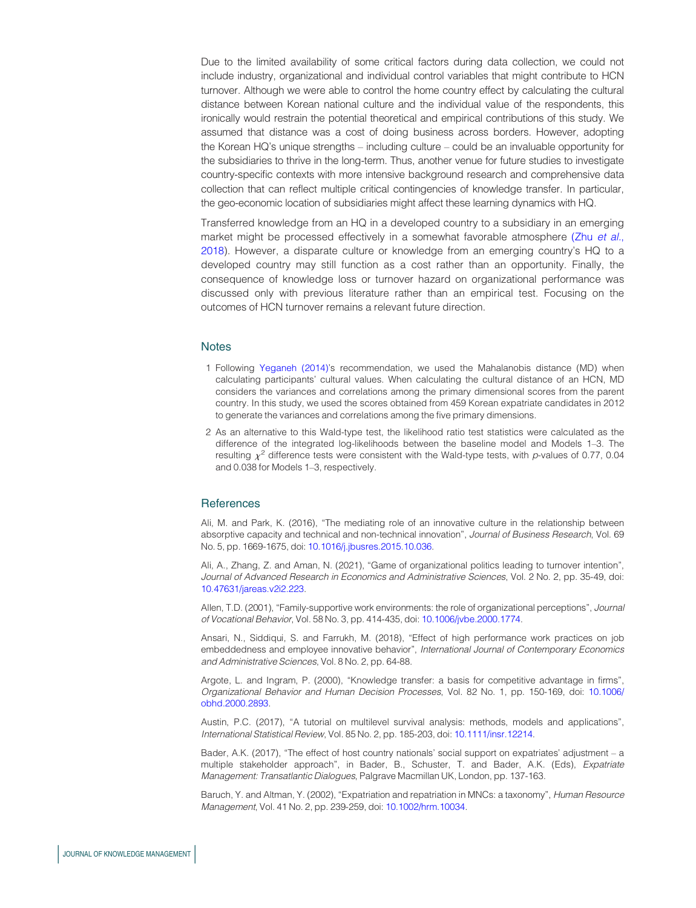Due to the limited availability of some critical factors during data collection, we could not include industry, organizational and individual control variables that might contribute to HCN turnover. Although we were able to control the home country effect by calculating the cultural distance between Korean national culture and the individual value of the respondents, this ironically would restrain the potential theoretical and empirical contributions of this study. We assumed that distance was a cost of doing business across borders. However, adopting the Korean HQ's unique strengths – including culture – could be an invaluable opportunity for the subsidiaries to thrive in the long-term. Thus, another venue for future studies to investigate country-specific contexts with more intensive background research and comprehensive data collection that can reflect multiple critical contingencies of knowledge transfer. In particular, the geo-economic location of subsidiaries might affect these learning dynamics with HQ.

Transferred knowledge from an HQ in a developed country to a subsidiary in an emerging market might be processed effectively in a somewhat favorable atmosphere (Zhu *et al.*, 2018). However, a disparate culture or knowledge from an emerging country's HQ to a developed country may still function as a cost rather than an opportunity. Finally, the consequence of knowledge loss or turnover hazard on organizational performance was discussed only with previous literature rather than an empirical test. Focusing on the outcomes of HCN turnover remains a relevant future direction.

## Notes

1. Following Yeganeh (2014)'s recommendation, we used the Mahalanobis distance (MD) when calculating participants' cultural values. When calculating the cultural distance of an HCN, MD considers the variances and correlations among the primary dimensional scores from the parent country. In this study, we used the scores obtained from 459 Korean expatriate candidates in 2012 to generate the variances and correlations among the five primary dimensions.
2. As an alternative to this Wald-type test, the likelihood ratio test statistics were calculated as the difference of the integrated log-likelihoods between the baseline model and Models 1–3. The resulting $\chi^2$ difference tests were consistent with the Wald-type tests, with $p$-values of 0.77, 0.04 and 0.038 for Models 1–3, respectively.

## References

Ali, M. and Park, K. (2016), "The mediating role of an innovative culture in the relationship between absorptive capacity and technical and non-technical innovation", *Journal of Business Research*, Vol. 69 No. 5, pp. 1669-1675, doi: 10.1016/j.jbusres.2015.10.036.

Ali, A., Zhang, Z. and Aman, N. (2021), "Game of organizational politics leading to turnover intention", *Journal of Advanced Research in Economics and Administrative Sciences*, Vol. 2 No. 2, pp. 35-49, doi: 10.47631/jareas.v2i2.223.

Allen, T.D. (2001), "Family-supportive work environments: the role of organizational perceptions", *Journal of Vocational Behavior*, Vol. 58 No. 3, pp. 414-435, doi: 10.1006/jvbe.2000.1774.

Ansari, N., Siddiqui, S. and Farrukh, M. (2018), "Effect of high performance work practices on job embeddedness and employee innovative behavior", *International Journal of Contemporary Economics and Administrative Sciences*, Vol. 8 No. 2, pp. 64-88.

Argote, L. and Ingram, P. (2000), "Knowledge transfer: a basis for competitive advantage in firms", *Organizational Behavior and Human Decision Processes*, Vol. 82 No. 1, pp. 150-169, doi: 10.1006/obhd.2000.2893.

Austin, P.C. (2017), "A tutorial on multilevel survival analysis: methods, models and applications", *International Statistical Review*, Vol. 85 No. 2, pp. 185-203, doi: 10.1111/insr.12214.

Bader, A.K. (2017), "The effect of host country nationals' social support on expatriates' adjustment – a multiple stakeholder approach", in Bader, B., Schuster, T. and Bader, A.K. (Eds), *Expatriate Management: Transatlantic Dialogues*, Palgrave Macmillan UK, London, pp. 137-163.

Baruch, Y. and Altman, Y. (2002), "Expatriation and repatriation in MNCs: a taxonomy", *Human Resource Management*, Vol. 41 No. 2, pp. 239-259, doi: 10.1002/hrm.10034.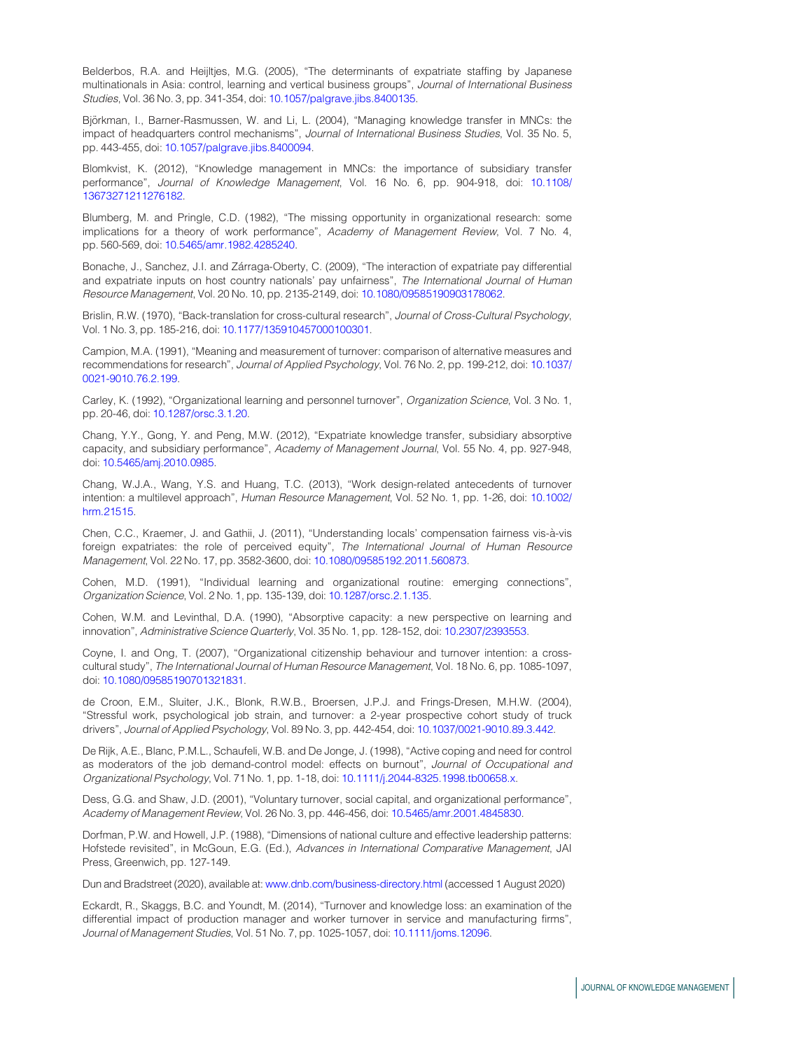Belderbos, R.A. and Heijltjes, M.G. (2005), "The determinants of expatriate staffing by Japanese multinationals in Asia: control, learning and vertical business groups", *Journal of International Business Studies*, Vol. 36 No. 3, pp. 341-354, doi: 10.1057/palgrave.jibs.8400135.

Björkman, I., Barner-Rasmussen, W. and Li, L. (2004), "Managing knowledge transfer in MNCs: the impact of headquarters control mechanisms", *Journal of International Business Studies*, Vol. 35 No. 5, pp. 443-455, doi: 10.1057/palgrave.jibs.8400094.

Blomkvist, K. (2012), "Knowledge management in MNCs: the importance of subsidiary transfer performance", *Journal of Knowledge Management*, Vol. 16 No. 6, pp. 904-918, doi: 10.1108/13673271211276182.

Blumberg, M. and Pringle, C.D. (1982), "The missing opportunity in organizational research: some implications for a theory of work performance", *Academy of Management Review*, Vol. 7 No. 4, pp. 560-569, doi: 10.5465/amr.1982.4285240.

Bonache, J., Sanchez, J.I. and Zárraga-Oberty, C. (2009), "The interaction of expatriate pay differential and expatriate inputs on host country nationals' pay unfairness", *The International Journal of Human Resource Management*, Vol. 20 No. 10, pp. 2135-2149, doi: 10.1080/09585190903178062.

Brislin, R.W. (1970), "Back-translation for cross-cultural research", *Journal of Cross-Cultural Psychology*, Vol. 1 No. 3, pp. 185-216, doi: 10.1177/135910457000100301.

Campion, M.A. (1991), "Meaning and measurement of turnover: comparison of alternative measures and recommendations for research", *Journal of Applied Psychology*, Vol. 76 No. 2, pp. 199-212, doi: 10.1037/0021-9010.76.2.199.

Carley, K. (1992), "Organizational learning and personnel turnover", *Organization Science*, Vol. 3 No. 1, pp. 20-46, doi: 10.1287/orsc.3.1.20.

Chang, Y.Y., Gong, Y. and Peng, M.W. (2012), "Expatriate knowledge transfer, subsidiary absorptive capacity, and subsidiary performance", *Academy of Management Journal*, Vol. 55 No. 4, pp. 927-948, doi: 10.5465/amj.2010.0985.

Chang, W.J.A., Wang, Y.S. and Huang, T.C. (2013), "Work design-related antecedents of turnover intention: a multilevel approach", *Human Resource Management*, Vol. 52 No. 1, pp. 1-26, doi: 10.1002/hrm.21515.

Chen, C.C., Kraemer, J. and Gathii, J. (2011), "Understanding locals' compensation fairness vis-à-vis foreign expatriates: the role of perceived equity", *The International Journal of Human Resource Management*, Vol. 22 No. 17, pp. 3582-3600, doi: 10.1080/09585192.2011.560873.

Cohen, M.D. (1991), "Individual learning and organizational routine: emerging connections", *Organization Science*, Vol. 2 No. 1, pp. 135-139, doi: 10.1287/orsc.2.1.135.

Cohen, W.M. and Levinthal, D.A. (1990), "Absorptive capacity: a new perspective on learning and innovation", *Administrative Science Quarterly*, Vol. 35 No. 1, pp. 128-152, doi: 10.2307/2393553.

Coyne, I. and Ong, T. (2007), "Organizational citizenship behaviour and turnover intention: a cross-cultural study", *The International Journal of Human Resource Management*, Vol. 18 No. 6, pp. 1085-1097, doi: 10.1080/09585190701321831.

de Croon, E.M., Sluiter, J.K., Blonk, R.W.B., Broersen, J.P.J. and Frings-Dresen, M.H.W. (2004), "Stressful work, psychological job strain, and turnover: a 2-year prospective cohort study of truck drivers", *Journal of Applied Psychology*, Vol. 89 No. 3, pp. 442-454, doi: 10.1037/0021-9010.89.3.442.

De Rijk, A.E., Blanc, P.M.L., Schaufeli, W.B. and De Jonge, J. (1998), "Active coping and need for control as moderators of the job demand-control model: effects on burnout", *Journal of Occupational and Organizational Psychology*, Vol. 71 No. 1, pp. 1-18, doi: 10.1111/j.2044-8325.1998.tb00658.x.

Dess, G.G. and Shaw, J.D. (2001), "Voluntary turnover, social capital, and organizational performance", *Academy of Management Review*, Vol. 26 No. 3, pp. 446-456, doi: 10.5465/amr.2001.4845830.

Dorfman, P.W. and Howell, J.P. (1988), "Dimensions of national culture and effective leadership patterns: Hofstede revisited", in McGoun, E.G. (Ed.), *Advances in International Comparative Management*, JAI Press, Greenwich, pp. 127-149.

Dun and Bradstreet (2020), available at: www.dnb.com/business-directory.html (accessed 1 August 2020)

Eckardt, R., Skaggs, B.C. and Youndt, M. (2014), "Turnover and knowledge loss: an examination of the differential impact of production manager and worker turnover in service and manufacturing firms", *Journal of Management Studies*, Vol. 51 No. 7, pp. 1025-1057, doi: 10.1111/joms.12096.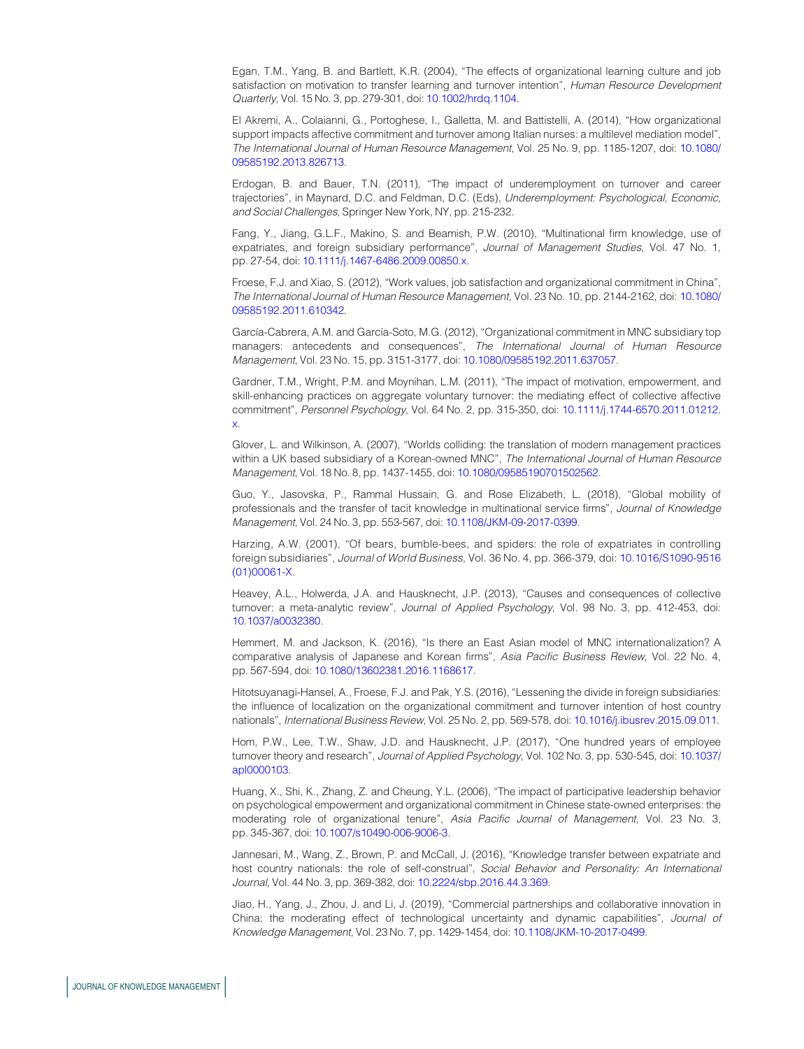Egan, T.M., Yang, B. and Bartlett, K.R. (2004), "The effects of organizational learning culture and job satisfaction on motivation to transfer learning and turnover intention", *Human Resource Development Quarterly*, Vol. 15 No. 3, pp. 279-301, doi: 10.1002/hrdq.1104.

El Akremi, A., Colaianni, G., Portoghese, I., Galletta, M. and Battistelli, A. (2014), "How organizational support impacts affective commitment and turnover among Italian nurses: a multilevel mediation model", *The International Journal of Human Resource Management*, Vol. 25 No. 9, pp. 1185-1207, doi: 10.1080/09585192.2013.826713.

Erdogan, B. and Bauer, T.N. (2011), "The impact of underemployment on turnover and career trajectories", in Maynard, D.C. and Feldman, D.C. (Eds), *Underemployment: Psychological, Economic, and Social Challenges*, Springer New York, NY, pp. 215-232.

Fang, Y., Jiang, G.L.F., Makino, S. and Beamish, P.W. (2010), "Multinational firm knowledge, use of expatriates, and foreign subsidiary performance", *Journal of Management Studies*, Vol. 47 No. 1, pp. 27-54, doi: 10.1111/j.1467-6486.2009.00850.x.

Froese, F.J. and Xiao, S. (2012), "Work values, job satisfaction and organizational commitment in China", *The International Journal of Human Resource Management*, Vol. 23 No. 10, pp. 2144-2162, doi: 10.1080/09585192.2011.610342.

García-Cabrera, A.M. and García-Soto, M.G. (2012), "Organizational commitment in MNC subsidiary top managers: antecedents and consequences", *The International Journal of Human Resource Management*, Vol. 23 No. 15, pp. 3151-3177, doi: 10.1080/09585192.2011.637057.

Gardner, T.M., Wright, P.M. and Moynihan, L.M. (2011), "The impact of motivation, empowerment, and skill-enhancing practices on aggregate voluntary turnover: the mediating effect of collective affective commitment", *Personnel Psychology*, Vol. 64 No. 2, pp. 315-350, doi: 10.1111/j.1744-6570.2011.01212.x.

Glover, L. and Wilkinson, A. (2007), "Worlds colliding: the translation of modern management practices within a UK based subsidiary of a Korean-owned MNC", *The International Journal of Human Resource Management*, Vol. 18 No. 8, pp. 1437-1455, doi: 10.1080/09585190701502562.

Guo, Y., Jasovska, P., Rammal Hussain, G. and Rose Elizabeth, L. (2018), "Global mobility of professionals and the transfer of tacit knowledge in multinational service firms", *Journal of Knowledge Management*, Vol. 24 No. 3, pp. 553-567, doi: 10.1108/JKM-09-2017-0399.

Harzing, A.W. (2001), "Of bears, bumble-bees, and spiders: the role of expatriates in controlling foreign subsidiaries", *Journal of World Business*, Vol. 36 No. 4, pp. 366-379, doi: 10.1016/S1090-9516(01)00061-X.

Heavey, A.L., Holwerda, J.A. and Hausknecht, J.P. (2013), "Causes and consequences of collective turnover: a meta-analytic review", *Journal of Applied Psychology*, Vol. 98 No. 3, pp. 412-453, doi: 10.1037/a0032380.

Hemmert, M. and Jackson, K. (2016), "Is there an East Asian model of MNC internationalization? A comparative analysis of Japanese and Korean firms", *Asia Pacific Business Review*, Vol. 22 No. 4, pp. 567-594, doi: 10.1080/13602381.2016.1168617.

Hitotsuyanagi-Hansel, A., Froese, F.J. and Pak, Y.S. (2016), "Lessening the divide in foreign subsidiaries: the influence of localization on the organizational commitment and turnover intention of host country nationals", *International Business Review*, Vol. 25 No. 2, pp. 569-578, doi: 10.1016/j.ibusrev.2015.09.011.

Hom, P.W., Lee, T.W., Shaw, J.D. and Hausknecht, J.P. (2017), "One hundred years of employee turnover theory and research", *Journal of Applied Psychology*, Vol. 102 No. 3, pp. 530-545, doi: 10.1037/apl0000103.

Huang, X., Shi, K., Zhang, Z. and Cheung, Y.L. (2006), "The impact of participative leadership behavior on psychological empowerment and organizational commitment in Chinese state-owned enterprises: the moderating role of organizational tenure", *Asia Pacific Journal of Management*, Vol. 23 No. 3, pp. 345-367, doi: 10.1007/s10490-006-9006-3.

Jannesari, M., Wang, Z., Brown, P. and McCall, J. (2016), "Knowledge transfer between expatriate and host country nationals: the role of self-construal", *Social Behavior and Personality: An International Journal*, Vol. 44 No. 3, pp. 369-382, doi: 10.2224/sbp.2016.44.3.369.

Jiao, H., Yang, J., Zhou, J. and Li, J. (2019), "Commercial partnerships and collaborative innovation in China: the moderating effect of technological uncertainty and dynamic capabilities", *Journal of Knowledge Management*, Vol. 23 No. 7, pp. 1429-1454, doi: 10.1108/JKM-10-2017-0499.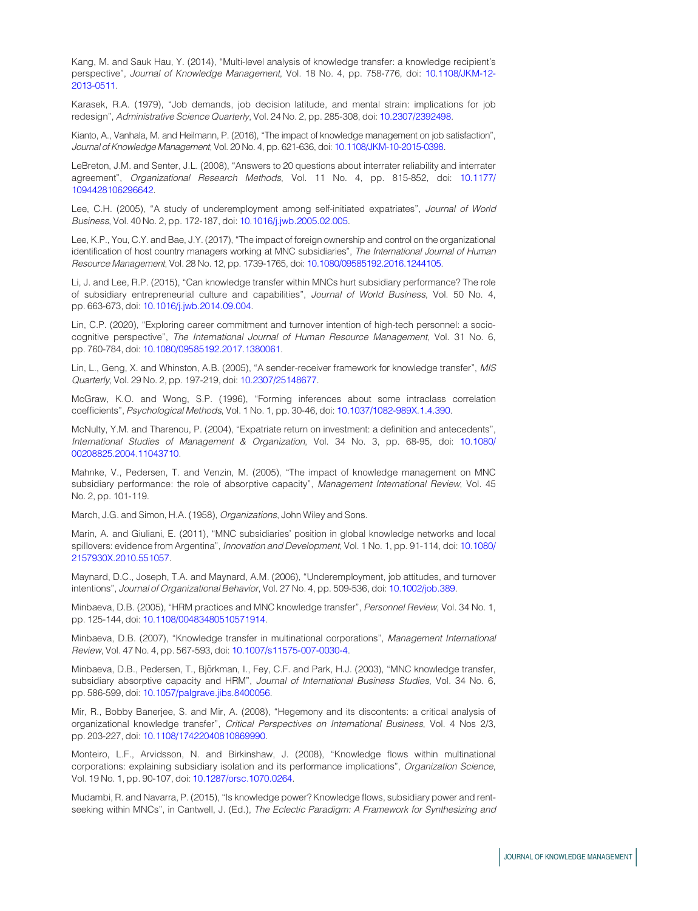Kang, M. and Sauk Hau, Y. (2014), "Multi-level analysis of knowledge transfer: a knowledge recipient's perspective", *Journal of Knowledge Management*, Vol. 18 No. 4, pp. 758-776, doi: 10.1108/JKM-12-2013-0511.

Karasek, R.A. (1979), "Job demands, job decision latitude, and mental strain: implications for job redesign", *Administrative Science Quarterly*, Vol. 24 No. 2, pp. 285-308, doi: 10.2307/2392498.

Kianto, A., Vanhala, M. and Heilmann, P. (2016), "The impact of knowledge management on job satisfaction", *Journal of Knowledge Management*, Vol. 20 No. 4, pp. 621-636, doi: 10.1108/JKM-10-2015-0398.

LeBreton, J.M. and Senter, J.L. (2008), "Answers to 20 questions about interrater reliability and interrater agreement", *Organizational Research Methods*, Vol. 11 No. 4, pp. 815-852, doi: 10.1177/1094428106296642.

Lee, C.H. (2005), "A study of underemployment among self-initiated expatriates", *Journal of World Business*, Vol. 40 No. 2, pp. 172-187, doi: 10.1016/j.jwb.2005.02.005.

Lee, K.P., You, C.Y. and Bae, J.Y. (2017), "The impact of foreign ownership and control on the organizational identification of host country managers working at MNC subsidiaries", *The International Journal of Human Resource Management*, Vol. 28 No. 12, pp. 1739-1765, doi: 10.1080/09585192.2016.1244105.

Li, J. and Lee, R.P. (2015), "Can knowledge transfer within MNCs hurt subsidiary performance? The role of subsidiary entrepreneurial culture and capabilities", *Journal of World Business*, Vol. 50 No. 4, pp. 663-673, doi: 10.1016/j.jwb.2014.09.004.

Lin, C.P. (2020), "Exploring career commitment and turnover intention of high-tech personnel: a socio-cognitive perspective", *The International Journal of Human Resource Management*, Vol. 31 No. 6, pp. 760-784, doi: 10.1080/09585192.2017.1380061.

Lin, L., Geng, X. and Whinston, A.B. (2005), "A sender-receiver framework for knowledge transfer", *MIS Quarterly*, Vol. 29 No. 2, pp. 197-219, doi: 10.2307/25148677.

McGraw, K.O. and Wong, S.P. (1996), "Forming inferences about some intraclass correlation coefficients", *Psychological Methods*, Vol. 1 No. 1, pp. 30-46, doi: 10.1037/1082-989X.1.4.390.

McNulty, Y.M. and Tharenou, P. (2004), "Expatriate return on investment: a definition and antecedents", *International Studies of Management & Organization*, Vol. 34 No. 3, pp. 68-95, doi: 10.1080/00208825.2004.11043710.

Mahnke, V., Pedersen, T. and Venzin, M. (2005), "The impact of knowledge management on MNC subsidiary performance: the role of absorptive capacity", *Management International Review*, Vol. 45 No. 2, pp. 101-119.

March, J.G. and Simon, H.A. (1958), *Organizations*, John Wiley and Sons.

Marin, A. and Giuliani, E. (2011), "MNC subsidiaries' position in global knowledge networks and local spillovers: evidence from Argentina", *Innovation and Development*, Vol. 1 No. 1, pp. 91-114, doi: 10.1080/2157930X.2010.551057.

Maynard, D.C., Joseph, T.A. and Maynard, A.M. (2006), "Underemployment, job attitudes, and turnover intentions", *Journal of Organizational Behavior*, Vol. 27 No. 4, pp. 509-536, doi: 10.1002/job.389.

Minbaeva, D.B. (2005), "HRM practices and MNC knowledge transfer", *Personnel Review*, Vol. 34 No. 1, pp. 125-144, doi: 10.1108/00483480510571914.

Minbaeva, D.B. (2007), "Knowledge transfer in multinational corporations", *Management International Review*, Vol. 47 No. 4, pp. 567-593, doi: 10.1007/s11575-007-0030-4.

Minbaeva, D.B., Pedersen, T., Björkman, I., Fey, C.F. and Park, H.J. (2003), "MNC knowledge transfer, subsidiary absorptive capacity and HRM", *Journal of International Business Studies*, Vol. 34 No. 6, pp. 586-599, doi: 10.1057/palgrave.jibs.8400056.

Mir, R., Bobby Banerjee, S. and Mir, A. (2008), "Hegemony and its discontents: a critical analysis of organizational knowledge transfer", *Critical Perspectives on International Business*, Vol. 4 Nos 2/3, pp. 203-227, doi: 10.1108/17422040810869990.

Monteiro, L.F., Arvidsson, N. and Birkinshaw, J. (2008), "Knowledge flows within multinational corporations: explaining subsidiary isolation and its performance implications", *Organization Science*, Vol. 19 No. 1, pp. 90-107, doi: 10.1287/orsc.1070.0264.

Mudambi, R. and Navarra, P. (2015), "Is knowledge power? Knowledge flows, subsidiary power and rent-seeking within MNCs", in Cantwell, J. (Ed.), *The Eclectic Paradigm: A Framework for Synthesizing and*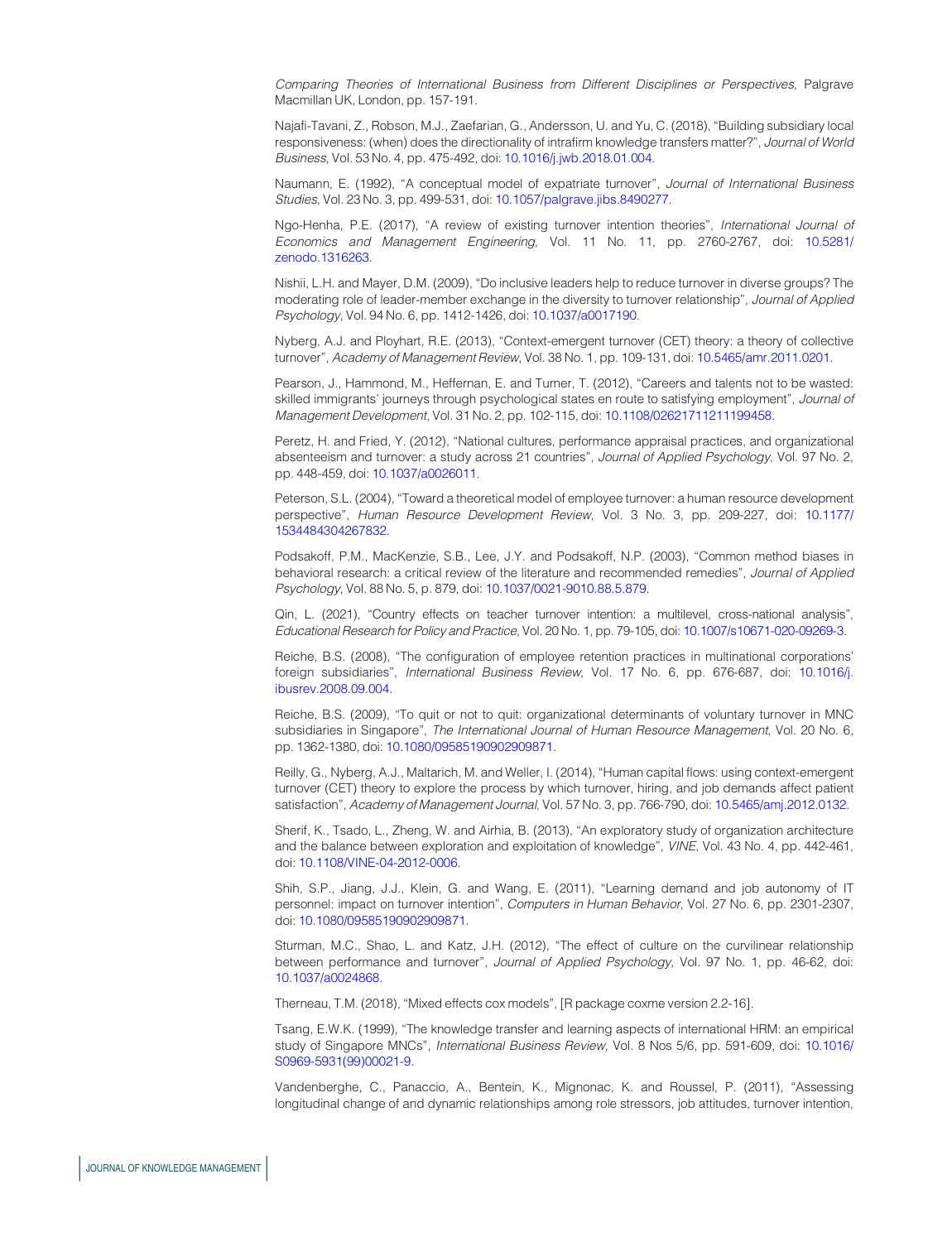*Comparing Theories of International Business from Different Disciplines or Perspectives*, Palgrave Macmillan UK, London, pp. 157-191.

Najafi-Tavani, Z., Robson, M.J., Zaefarian, G., Andersson, U. and Yu, C. (2018), "Building subsidiary local responsiveness: (when) does the directionality of intrafirm knowledge transfers matter?", *Journal of World Business*, Vol. 53 No. 4, pp. 475-492, doi: 10.1016/j.jwb.2018.01.004.

Naumann, E. (1992), "A conceptual model of expatriate turnover", *Journal of International Business Studies*, Vol. 23 No. 3, pp. 499-531, doi: 10.1057/palgrave.jibs.8490277.

Ngo-Henha, P.E. (2017), "A review of existing turnover intention theories", *International Journal of Economics and Management Engineering*, Vol. 11 No. 11, pp. 2760-2767, doi: 10.5281/zenodo.1316263.

Nishii, L.H. and Mayer, D.M. (2009), "Do inclusive leaders help to reduce turnover in diverse groups? The moderating role of leader-member exchange in the diversity to turnover relationship", *Journal of Applied Psychology*, Vol. 94 No. 6, pp. 1412-1426, doi: 10.1037/a0017190.

Nyberg, A.J. and Ployhart, R.E. (2013), "Context-emergent turnover (CET) theory: a theory of collective turnover", *Academy of Management Review*, Vol. 38 No. 1, pp. 109-131, doi: 10.5465/amr.2011.0201.

Pearson, J., Hammond, M., Heffernan, E. and Turner, T. (2012), "Careers and talents not to be wasted: skilled immigrants' journeys through psychological states en route to satisfying employment", *Journal of Management Development*, Vol. 31 No. 2, pp. 102-115, doi: 10.1108/02621711211199458.

Peretz, H. and Fried, Y. (2012), "National cultures, performance appraisal practices, and organizational absenteeism and turnover: a study across 21 countries", *Journal of Applied Psychology*, Vol. 97 No. 2, pp. 448-459, doi: 10.1037/a0026011.

Peterson, S.L. (2004), "Toward a theoretical model of employee turnover: a human resource development perspective", *Human Resource Development Review*, Vol. 3 No. 3, pp. 209-227, doi: 10.1177/1534484304267832.

Podsakoff, P.M., MacKenzie, S.B., Lee, J.Y. and Podsakoff, N.P. (2003), "Common method biases in behavioral research: a critical review of the literature and recommended remedies", *Journal of Applied Psychology*, Vol. 88 No. 5, p. 879, doi: 10.1037/0021-9010.88.5.879.

Qin, L. (2021), "Country effects on teacher turnover intention: a multilevel, cross-national analysis", *Educational Research for Policy and Practice*, Vol. 20 No. 1, pp. 79-105, doi: 10.1007/s10671-020-09269-3.

Reiche, B.S. (2008), "The configuration of employee retention practices in multinational corporations' foreign subsidiaries", *International Business Review*, Vol. 17 No. 6, pp. 676-687, doi: 10.1016/j.ibusrev.2008.09.004.

Reiche, B.S. (2009), "To quit or not to quit: organizational determinants of voluntary turnover in MNC subsidiaries in Singapore", *The International Journal of Human Resource Management*, Vol. 20 No. 6, pp. 1362-1380, doi: 10.1080/09585190902909871.

Reilly, G., Nyberg, A.J., Maltarich, M. and Weller, I. (2014), "Human capital flows: using context-emergent turnover (CET) theory to explore the process by which turnover, hiring, and job demands affect patient satisfaction", *Academy of Management Journal*, Vol. 57 No. 3, pp. 766-790, doi: 10.5465/amj.2012.0132.

Sherif, K., Tsado, L., Zheng, W. and Airhia, B. (2013), "An exploratory study of organization architecture and the balance between exploration and exploitation of knowledge", *VINE*, Vol. 43 No. 4, pp. 442-461, doi: 10.1108/VINE-04-2012-0006.

Shih, S.P., Jiang, J.J., Klein, G. and Wang, E. (2011), "Learning demand and job autonomy of IT personnel: impact on turnover intention", *Computers in Human Behavior*, Vol. 27 No. 6, pp. 2301-2307, doi: 10.1080/09585190902909871.

Sturman, M.C., Shao, L. and Katz, J.H. (2012), "The effect of culture on the curvilinear relationship between performance and turnover", *Journal of Applied Psychology*, Vol. 97 No. 1, pp. 46-62, doi: 10.1037/a0024868.

Therneau, T.M. (2018), "Mixed effects cox models", [R package coxme version 2.2-16].

Tsang, E.W.K. (1999), "The knowledge transfer and learning aspects of international HRM: an empirical study of Singapore MNCs", *International Business Review*, Vol. 8 Nos 5/6, pp. 591-609, doi: 10.1016/S0969-5931(99)00021-9.

Vandenberghe, C., Panaccio, A., Bentein, K., Mignonac, K. and Roussel, P. (2011), "Assessing longitudinal change of and dynamic relationships among role stressors, job attitudes, turnover intention,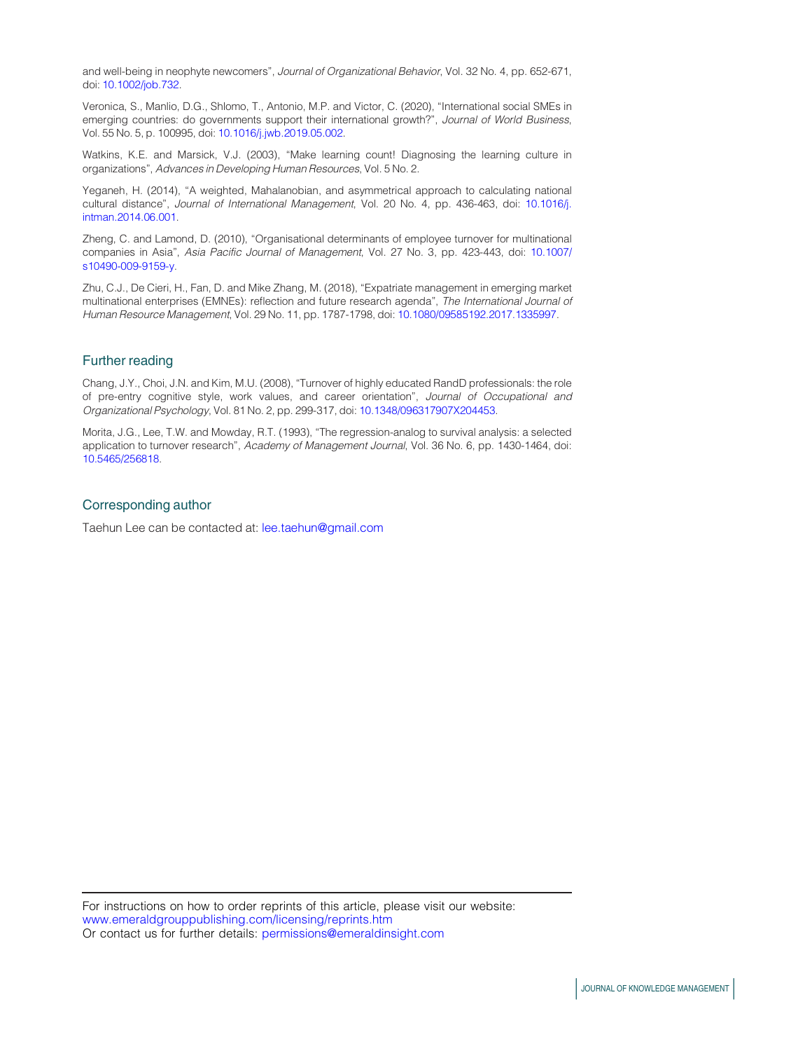and well-being in neophyte newcomers", *Journal of Organizational Behavior*, Vol. 32 No. 4, pp. 652-671, doi: 10.1002/job.732.

Veronica, S., Manlio, D.G., Shlomo, T., Antonio, M.P. and Victor, C. (2020), "International social SMEs in emerging countries: do governments support their international growth?", *Journal of World Business*, Vol. 55 No. 5, p. 100995, doi: 10.1016/j.jwb.2019.05.002.

Watkins, K.E. and Marsick, V.J. (2003), "Make learning count! Diagnosing the learning culture in organizations", *Advances in Developing Human Resources*, Vol. 5 No. 2.

Yeganeh, H. (2014), "A weighted, Mahalanobian, and asymmetrical approach to calculating national cultural distance", *Journal of International Management*, Vol. 20 No. 4, pp. 436-463, doi: 10.1016/j.intman.2014.06.001.

Zheng, C. and Lamond, D. (2010), "Organisational determinants of employee turnover for multinational companies in Asia", *Asia Pacific Journal of Management*, Vol. 27 No. 3, pp. 423-443, doi: 10.1007/s10490-009-9159-y.

Zhu, C.J., De Cieri, H., Fan, D. and Mike Zhang, M. (2018), "Expatriate management in emerging market multinational enterprises (EMNEs): reflection and future research agenda", *The International Journal of Human Resource Management*, Vol. 29 No. 11, pp. 1787-1798, doi: 10.1080/09585192.2017.1335997.

## Further reading

Chang, J.Y., Choi, J.N. and Kim, M.U. (2008), "Turnover of highly educated RandD professionals: the role of pre-entry cognitive style, work values, and career orientation", *Journal of Occupational and Organizational Psychology*, Vol. 81 No. 2, pp. 299-317, doi: 10.1348/096317907X204453.

Morita, J.G., Lee, T.W. and Mowday, R.T. (1993), "The regression-analog to survival analysis: a selected application to turnover research", *Academy of Management Journal*, Vol. 36 No. 6, pp. 1430-1464, doi: 10.5465/256818.

## Corresponding author

Taehun Lee can be contacted at: lee.taehun@gmail.com

For instructions on how to order reprints of this article, please visit our website:
www.emeraldgrouppublishing.com/licensing/reprints.htm
Or contact us for further details: permissions@emeraldinsight.com